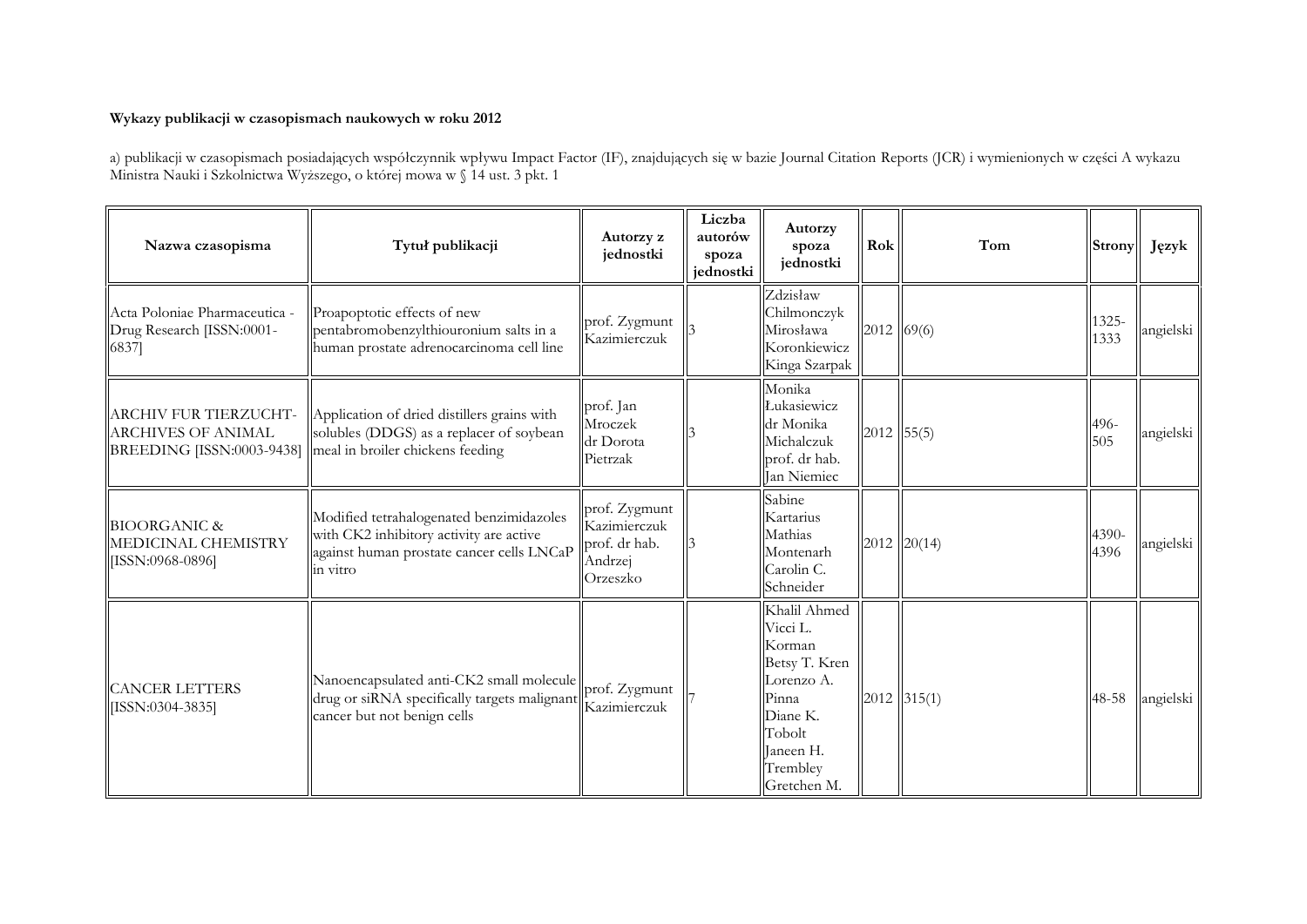**Wykazy publikacji w czasopismach naukowych w roku 2012**

a) publikacji w czasopismach posiadających współczynnik wpływu Impact Factor (IF), znajdujących się w bazie Journal Citation Reports (JCR) i wymienionych w części A wykazu Ministra Nauki i Szkolnictwa Wyższego, o której mowa w § 14 ust. 3 pkt. 1

| Nazwa czasopisma | Tytuł publikacji | Autorzy z jednostki | Liczba autorów spoza jednostki | Autorzy spoza jednostki | Rok | Tom | Strony | Język |
|---|---|---|---|---|---|---|---|---|
| Acta Poloniae Pharmaceutica - Drug Research [ISSN:0001-6837] | Proapoptotic effects of new pentabromobenzylthiouronium salts in a human prostate adrenocarcinoma cell line | prof. Zygmunt Kazimierczuk | 3 | Zdzisław Chilmonczyk Mirosława Koronkiewicz Kinga Szarpak | 2012 | 69(6) | 1325-1333 | angielski |
| ARCHIV FUR TIERZUCHT-ARCHIVES OF ANIMAL BREEDING [ISSN:0003-9438] | Application of dried distillers grains with solubles (DDGS) as a replacer of soybean meal in broiler chickens feeding | prof. Jan Mroczek dr Dorota Pietrzak | 3 | Monika Łukasiewicz dr Monika Michalczuk prof. dr hab. Jan Niemiec | 2012 | 55(5) | 496-505 | angielski |
| BIOORGANIC & MEDICINAL CHEMISTRY [ISSN:0968-0896] | Modified tetrahalogenated benzimidazoles with CK2 inhibitory activity are active against human prostate cancer cells LNCaP in vitro | prof. Zygmunt Kazimierczuk prof. dr hab. Andrzej Orzeszko | 3 | Sabine Kartarius Mathias Montenarh Carolin C. Schneider | 2012 | 20(14) | 4390-4396 | angielski |
| CANCER LETTERS [ISSN:0304-3835] | Nanoencapsulated anti-CK2 small molecule drug or siRNA specifically targets malignant cancer but not benign cells | prof. Zygmunt Kazimierczuk | 7 | Khalil Ahmed Vicci L. Korman Betsy T. Kren Lorenzo A. Pinna Diane K. Tobolt Janeen H. Trembley Gretchen M. | 2012 | 315(1) | 48-58 | angielski |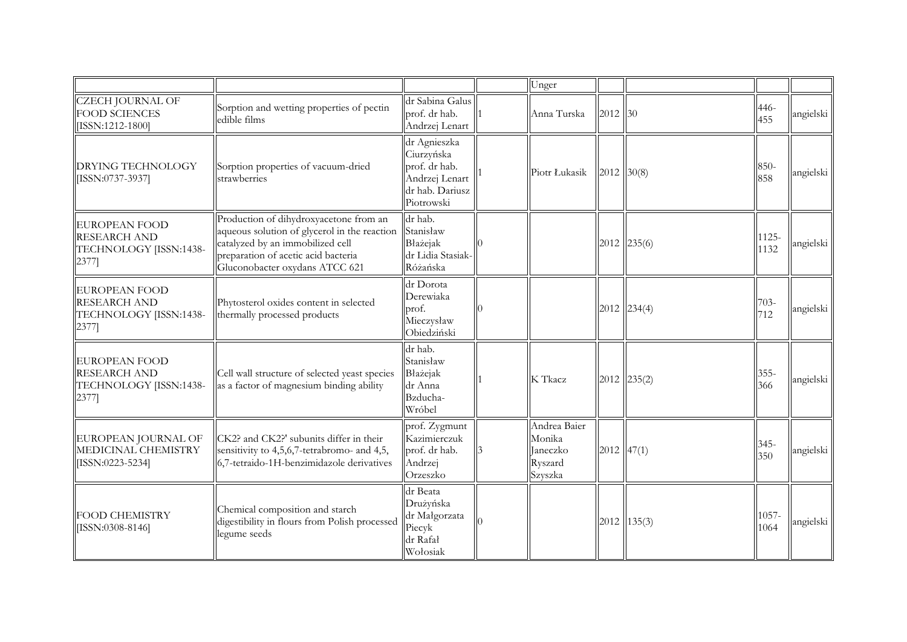| | | | | | | | | |
|---|---|---|---|---|---|---|---|---|
| | | | | Unger | | | | |
| CZECH JOURNAL OF FOOD SCIENCES [ISSN:1212-1800] | Sorption and wetting properties of pectin edible films | dr Sabina Galus prof. dr hab. Andrzej Lenart | 1 | Anna Turska | 2012 | 30 | 446-455 | angielski |
| DRYING TECHNOLOGY [ISSN:0737-3937] | Sorption properties of vacuum-dried strawberries | dr Agnieszka Ciurzyńska prof. dr hab. Andrzej Lenart dr hab. Dariusz Piotrowski | 1 | Piotr Łukasik | 2012 | 30(8) | 850-858 | angielski |
| EUROPEAN FOOD RESEARCH AND TECHNOLOGY [ISSN:1438-2377] | Production of dihydroxyacetone from an aqueous solution of glycerol in the reaction catalyzed by an immobilized cell preparation of acetic acid bacteria Gluconobacter oxydans ATCC 621 | dr hab. Stanisław Błażejak dr Lidia Stasiak-Różańska | 0 | | 2012 | 235(6) | 1125-1132 | angielski |
| EUROPEAN FOOD RESEARCH AND TECHNOLOGY [ISSN:1438-2377] | Phytosterol oxides content in selected thermally processed products | dr Dorota Derewiaka prof. Mieczysław Obiedziński | 0 | | 2012 | 234(4) | 703-712 | angielski |
| EUROPEAN FOOD RESEARCH AND TECHNOLOGY [ISSN:1438-2377] | Cell wall structure of selected yeast species as a factor of magnesium binding ability | dr hab. Stanisław Błażejak dr Anna Bzducha-Wróbel | 1 | K Tkacz | 2012 | 235(2) | 355-366 | angielski |
| EUROPEAN JOURNAL OF MEDICINAL CHEMISTRY [ISSN:0223-5234] | CK2? and CK2?' subunits differ in their sensitivity to 4,5,6,7-tetrabromo- and 4,5, 6,7-tetraido-1H-benzimidazole derivatives | prof. Zygmunt Kazimierczuk prof. dr hab. Andrzej Orzeszko | 3 | Andrea Baier Monika Janeczko Ryszard Szyszka | 2012 | 47(1) | 345-350 | angielski |
| FOOD CHEMISTRY [ISSN:0308-8146] | Chemical composition and starch digestibility in flours from Polish processed legume seeds | dr Beata Drużyńska dr Małgorzata Piecyk dr Rafał Wołosiak | 0 | | 2012 | 135(3) | 1057-1064 | angielski |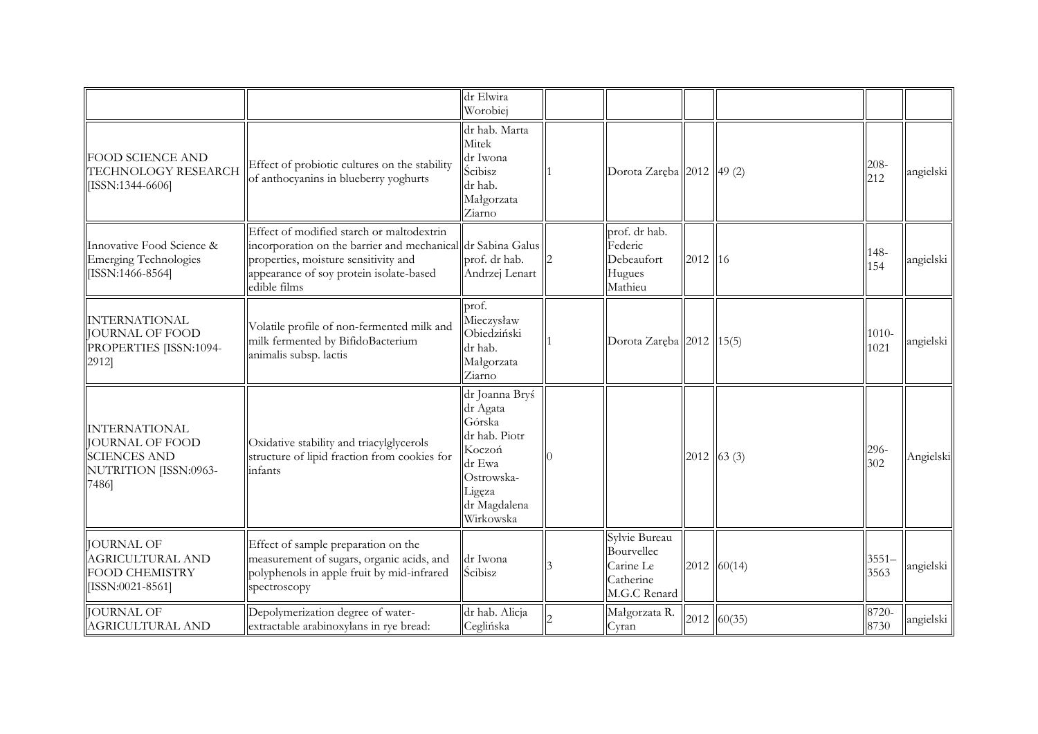| | | | | | | | | |
|---|---|---|---|---|---|---|---|---|
| | | dr Elwira Worobiej | | | | | | |
| FOOD SCIENCE AND TECHNOLOGY RESEARCH [ISSN:1344-6606] | Effect of probiotic cultures on the stability of anthocyanins in blueberry yoghurts | dr hab. Marta Mitek<br>dr Iwona Ścibisz<br>dr hab. Małgorzata Ziarno | 1 | Dorota Zaręba | 2012 | 49 (2) | 208-212 | angielski |
| Innovative Food Science & Emerging Technologies [ISSN:1466-8564] | Effect of modified starch or maltodextrin incorporation on the barrier and mechanical properties, moisture sensitivity and appearance of soy protein isolate-based edible films | dr Sabina Galus<br>prof. dr hab. Andrzej Lenart | 2 | prof. dr hab. Federic Debeaufort<br>Hugues Mathieu | 2012 | 16 | 148-154 | angielski |
| INTERNATIONAL JOURNAL OF FOOD PROPERTIES [ISSN:1094-2912] | Volatile profile of non-fermented milk and milk fermented by BifidoBacterium animalis subsp. lactis | prof. Mieczysław Obiedziński<br>dr hab. Małgorzata Ziarno | 1 | Dorota Zaręba | 2012 | 15(5) | 1010-1021 | angielski |
| INTERNATIONAL JOURNAL OF FOOD SCIENCES AND NUTRITION [ISSN:0963-7486] | Oxidative stability and triacylglycerols structure of lipid fraction from cookies for infants | dr Joanna Bryś<br>dr Agata Górska<br>dr hab. Piotr Koczoń<br>dr Ewa Ostrowska-Ligęza<br>dr Magdalena Wirkowska | 0 | | 2012 | 63 (3) | 296-302 | Angielski |
| JOURNAL OF AGRICULTURAL AND FOOD CHEMISTRY [ISSN:0021-8561] | Effect of sample preparation on the measurement of sugars, organic acids, and polyphenols in apple fruit by mid-infrared spectroscopy | dr Iwona Ścibisz | 3 | Sylvie Bureau<br>Bourvellec Carine Le<br>Catherine M.G.C Renard | 2012 | 60(14) | 3551–3563 | angielski |
| JOURNAL OF AGRICULTURAL AND | Depolymerization degree of water-extractable arabinoxylans in rye bread: | dr hab. Alicja Ceglińska | 2 | Małgorzata R. Cyran | 2012 | 60(35) | 8720-8730 | angielski |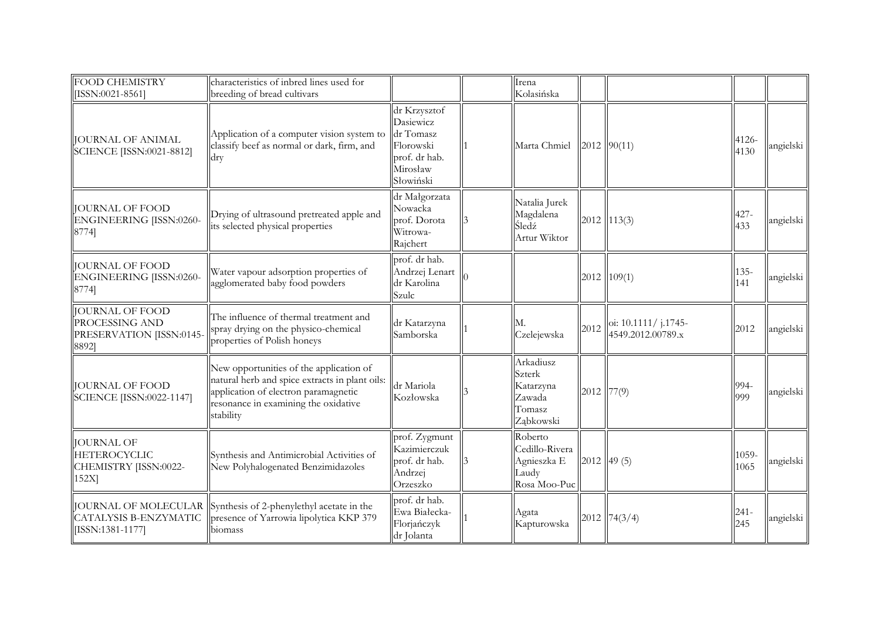| | | | | | | | | |
|---|---|---|---|---|---|---|---|---|
| FOOD CHEMISTRY [ISSN:0021-8561] | characteristics of inbred lines used for breeding of bread cultivars | | | Irena Kolasińska | | | | |
| JOURNAL OF ANIMAL SCIENCE [ISSN:0021-8812] | Application of a computer vision system to classify beef as normal or dark, firm, and dry | dr Krzysztof Dasiewicz dr Tomasz Florowski prof. dr hab. Mirosław Słowiński | 1 | Marta Chmiel | 2012 | 90(11) | 4126-4130 | angielski |
| JOURNAL OF FOOD ENGINEERING [ISSN:0260-8774] | Drying of ultrasound pretreated apple and its selected physical properties | dr Małgorzata Nowacka prof. Dorota Witrowa-Rajchert | 3 | Natalia Jurek Magdalena Śledź Artur Wiktor | 2012 | 113(3) | 427-433 | angielski |
| JOURNAL OF FOOD ENGINEERING [ISSN:0260-8774] | Water vapour adsorption properties of agglomerated baby food powders | prof. dr hab. Andrzej Lenart dr Karolina Szulc | 0 | | 2012 | 109(1) | 135-141 | angielski |
| JOURNAL OF FOOD PROCESSING AND PRESERVATION [ISSN:0145-8892] | The influence of thermal treatment and spray drying on the physico-chemical properties of Polish honeys | dr Katarzyna Samborska | 1 | M. Czelejewska | 2012 | oi: 10.1111/ j.1745-4549.2012.00789.x | 2012 | angielski |
| JOURNAL OF FOOD SCIENCE [ISSN:0022-1147] | New opportunities of the application of natural herb and spice extracts in plant oils: application of electron paramagnetic resonance in examining the oxidative stability | dr Mariola Kozłowska | 3 | Arkadiusz Szterk Katarzyna Zawada Tomasz Ząbkowski | 2012 | 77(9) | 994-999 | angielski |
| JOURNAL OF HETEROCYCLIC CHEMISTRY [ISSN:0022-152X] | Synthesis and Antimicrobial Activities of New Polyhalogenated Benzimidazoles | prof. Zygmunt Kazimierczuk prof. dr hab. Andrzej Orzeszko | 3 | Roberto Cedillo-Rivera Agnieszka E Laudy Rosa Moo-Puc | 2012 | 49 (5) | 1059-1065 | angielski |
| JOURNAL OF MOLECULAR CATALYSIS B-ENZYMATIC [ISSN:1381-1177] | Synthesis of 2-phenylethyl acetate in the presence of Yarrowia lipolytica KKP 379 biomass | prof. dr hab. Ewa Białecka-Florjańczyk dr Jolanta | 1 | Agata Kapturowska | 2012 | 74(3/4) | 241-245 | angielski |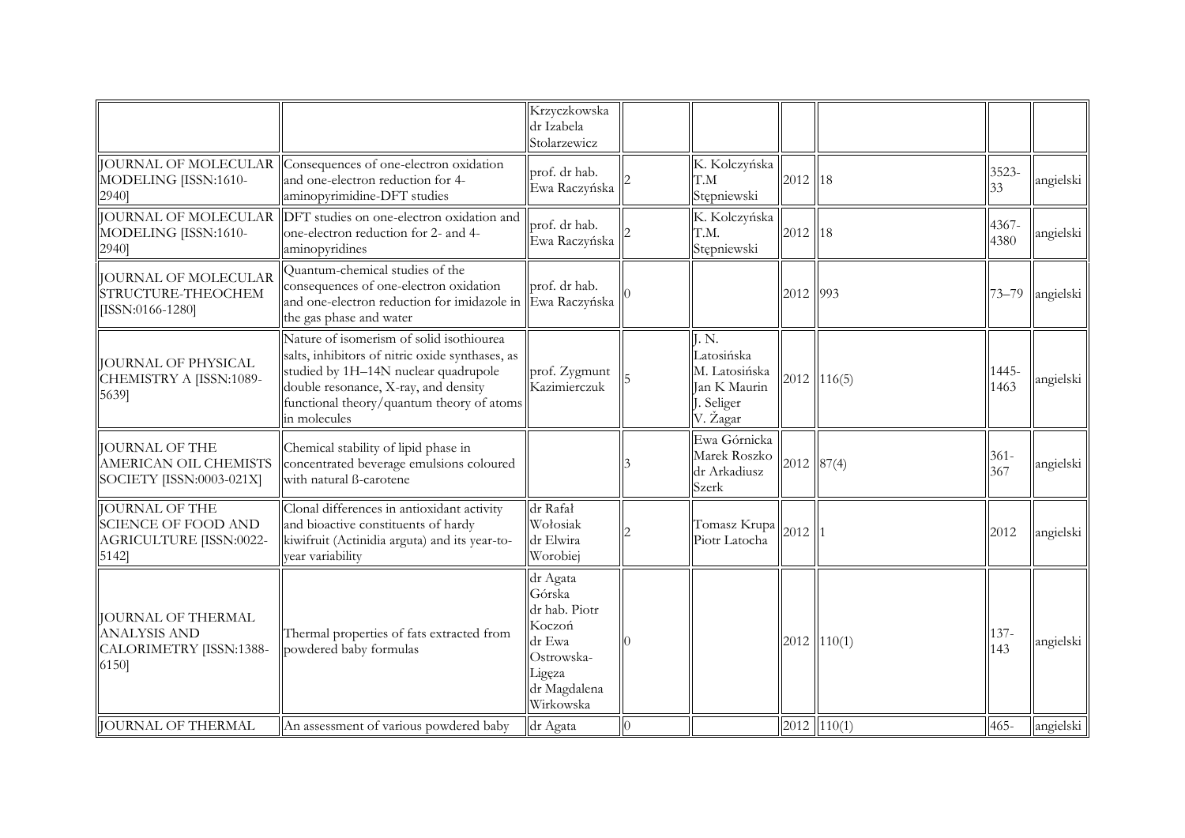|  |  | Krzyczkowska dr Izabela Stolarzewicz |  |  |  |  |  |  |
|---|---|---|---|---|---|---|---|---|
| JOURNAL OF MOLECULAR MODELING [ISSN:1610-2940] | Consequences of one-electron oxidation and one-electron reduction for 4-aminopyrimidine-DFT studies | prof. dr hab. Ewa Raczyńska | 2 | K. Kolczyńska T.M Stępniewski | 2012 | 18 | 3523-33 | angielski |
| JOURNAL OF MOLECULAR MODELING [ISSN:1610-2940] | DFT studies on one-electron oxidation and one-electron reduction for 2- and 4-aminopyridines | prof. dr hab. Ewa Raczyńska | 2 | K. Kolczyńska T.M. Stępniewski | 2012 | 18 | 4367-4380 | angielski |
| JOURNAL OF MOLECULAR STRUCTURE-THEOCHEM [ISSN:0166-1280] | Quantum-chemical studies of the consequences of one-electron oxidation and one-electron reduction for imidazole in the gas phase and water | prof. dr hab. Ewa Raczyńska | 0 |  | 2012 | 993 | 73–79 | angielski |
| JOURNAL OF PHYSICAL CHEMISTRY A [ISSN:1089-5639] | Nature of isomerism of solid isothiourea salts, inhibitors of nitric oxide synthases, as studied by 1H–14N nuclear quadrupole double resonance, X-ray, and density functional theory/quantum theory of atoms in molecules | prof. Zygmunt Kazimierczuk | 5 | J. N. Latosińska M. Latosińska Jan K Maurin J. Seliger V. Žagar | 2012 | 116(5) | 1445-1463 | angielski |
| JOURNAL OF THE AMERICAN OIL CHEMISTS SOCIETY [ISSN:0003-021X] | Chemical stability of lipid phase in concentrated beverage emulsions coloured with natural ß-carotene |  | 3 | Ewa Górnicka Marek Roszko dr Arkadiusz Szerk | 2012 | 87(4) | 361-367 | angielski |
| JOURNAL OF THE SCIENCE OF FOOD AND AGRICULTURE [ISSN:0022-5142] | Clonal differences in antioxidant activity and bioactive constituents of hardy kiwifruit (Actinidia arguta) and its year-to-year variability | dr Rafał Wołosiak dr Elwira Worobiej | 2 | Tomasz Krupa Piotr Latocha | 2012 | 1 | 2012 | angielski |
| JOURNAL OF THERMAL ANALYSIS AND CALORIMETRY [ISSN:1388-6150] | Thermal properties of fats extracted from powdered baby formulas | dr Agata Górska dr hab. Piotr Koczoń dr Ewa Ostrowska-Ligęza dr Magdalena Wirkowska | 0 |  | 2012 | 110(1) | 137-143 | angielski |
| JOURNAL OF THERMAL | An assessment of various powdered baby | dr Agata | 0 |  | 2012 | 110(1) | 465- | angielski |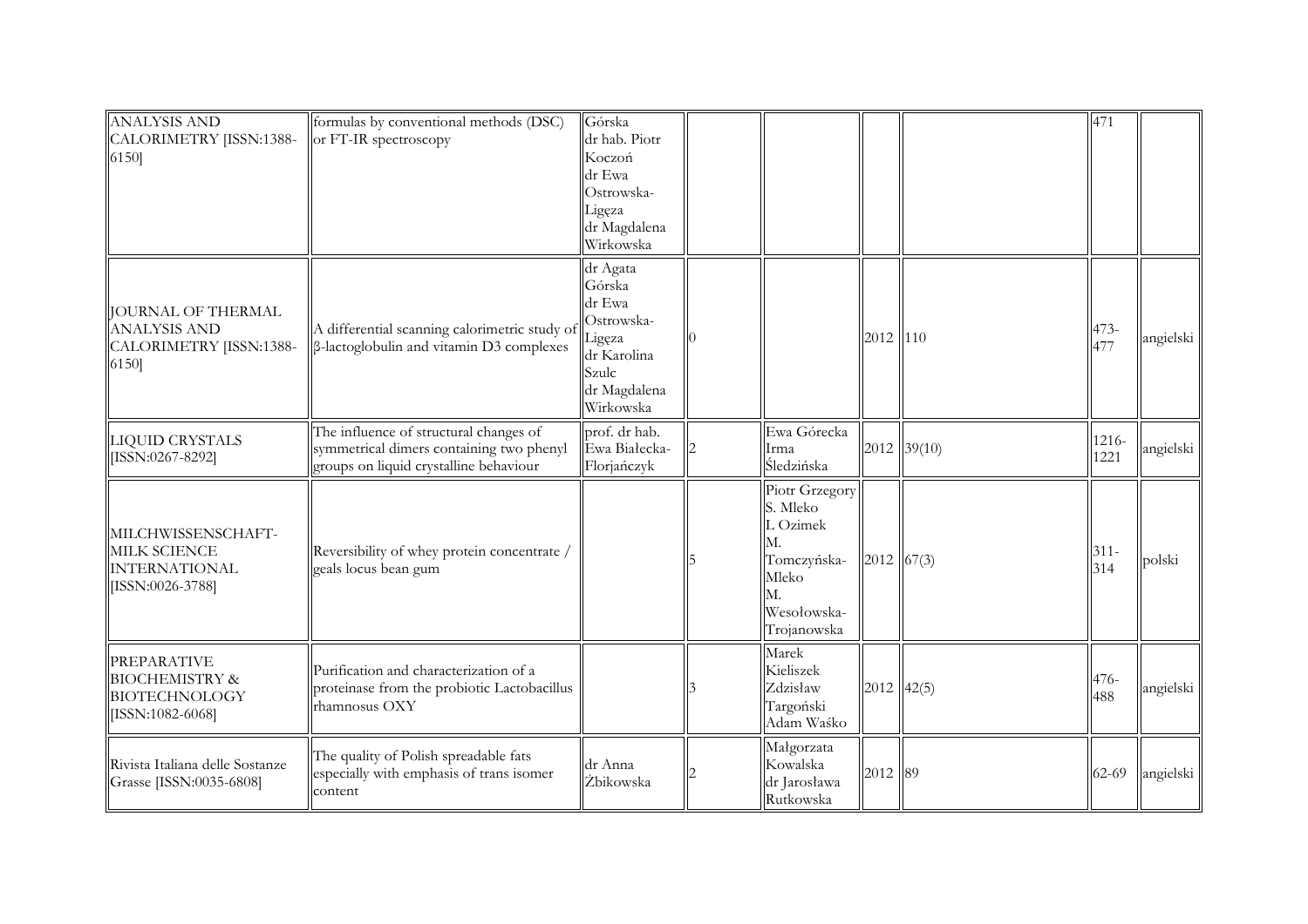| | | | | | | | | |
|---|---|---|---|---|---|---|---|---|
| ANALYSIS AND CALORIMETRY [ISSN:1388-6150] | formulas by conventional methods (DSC) or FT-IR spectroscopy | Górska dr hab. Piotr Koczoń dr Ewa Ostrowska-Ligęza dr Magdalena Wirkowska | | | | | 471 | |
| JOURNAL OF THERMAL ANALYSIS AND CALORIMETRY [ISSN:1388-6150] | A differential scanning calorimetric study of β-lactoglobulin and vitamin D3 complexes | dr Agata Górska dr Ewa Ostrowska-Ligęza dr Karolina Szulc dr Magdalena Wirkowska | 0 | | 2012 | 110 | 473-477 | angielski |
| LIQUID CRYSTALS [ISSN:0267-8292] | The influence of structural changes of symmetrical dimers containing two phenyl groups on liquid crystalline behaviour | prof. dr hab. Ewa Białecka-Florjańczyk | 2 | Ewa Górecka Irma Śledzińska | 2012 | 39(10) | 1216-1221 | angielski |
| MILCHWISSENSCHAFT-MILK SCIENCE INTERNATIONAL [ISSN:0026-3788] | Reversibility of whey protein concentrate / geals locus bean gum | | 5 | Piotr Grzegory S. Mleko L Ozimek M. Tomczyńska-Mleko M. Wesołowska-Trojanowska | 2012 | 67(3) | 311-314 | polski |
| PREPARATIVE BIOCHEMISTRY & BIOTECHNOLOGY [ISSN:1082-6068] | Purification and characterization of a proteinase from the probiotic Lactobacillus rhamnosus OXY | | 3 | Marek Kieliszek Zdzisław Targoński Adam Waśko | 2012 | 42(5) | 476-488 | angielski |
| Rivista Italiana delle Sostanze Grasse [ISSN:0035-6808] | The quality of Polish spreadable fats especially with emphasis of trans isomer content | dr Anna Żbikowska | 2 | Małgorzata Kowalska dr Jarosława Rutkowska | 2012 | 89 | 62-69 | angielski |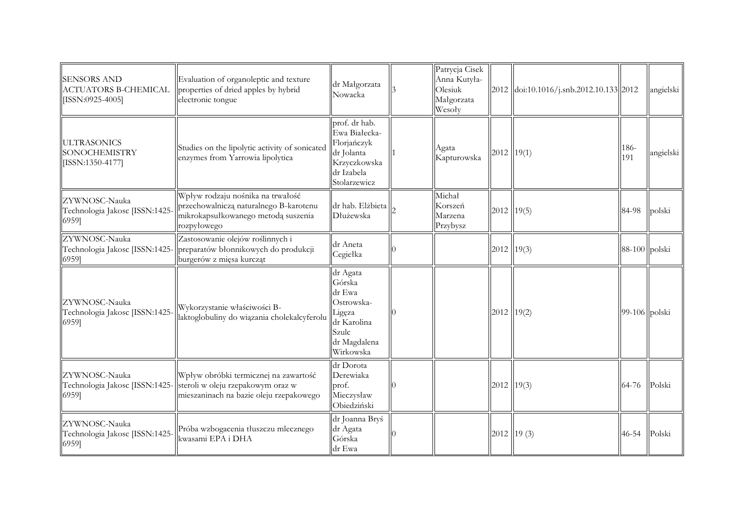| | | | | | | | | |
|---|---|---|---|---|---|---|---|---|
| SENSORS AND ACTUATORS B-CHEMICAL [ISSN:0925-4005] | Evaluation of organoleptic and texture properties of dried apples by hybrid electronic tongue | dr Małgorzata Nowacka | 3 | Patrycja Cisek Anna Kutyła-Olesiuk Małgorzata Wesoły | 2012 | doi:10.1016/j.snb.2012.10.133 | 2012 | angielski |
| ULTRASONICS SONOCHEMISTRY [ISSN:1350-4177] | Studies on the lipolytic activity of sonicated enzymes from Yarrowia lipolytica | prof. dr hab. Ewa Białecka-Florjańczyk dr Jolanta Krzyczkowska dr Izabela Stolarzewicz | 1 | Agata Kapturowska | 2012 | 19(1) | 186-191 | angielski |
| ZYWNOSC-Nauka Technologia Jakosc [ISSN:1425-6959] | Wpływ rodzaju nośnika na trwałość przechowalniczą naturalnego B-karotenu mikrokapsułkowanego metodą suszenia rozpyłowego | dr hab. Elżbieta Dłużewska | 2 | Michał Korszeń Marzena Przybysz | 2012 | 19(5) | 84-98 | polski |
| ZYWNOSC-Nauka Technologia Jakosc [ISSN:1425-6959] | Zastosowanie olejów roślinnych i preparatów błonnikowych do produkcji burgerów z mięsa kurcząt | dr Aneta Cegiełka | 0 | | 2012 | 19(3) | 88-100 | polski |
| ZYWNOSC-Nauka Technologia Jakosc [ISSN:1425-6959] | Wykorzystanie właściwości B-laktoglobuliny do wiązania cholekalcyferolu | dr Agata Górska dr Ewa Ostrowska-Ligęza dr Karolina Szulc dr Magdalena Wirkowska | 0 | | 2012 | 19(2) | 99-106 | polski |
| ZYWNOSC-Nauka Technologia Jakosc [ISSN:1425-6959] | Wpływ obróbki termicznej na zawartość steroli w oleju rzepakowym oraz w mieszaninach na bazie oleju rzepakowego | dr Dorota Derewiaka prof. Mieczysław Obiedziński | 0 | | 2012 | 19(3) | 64-76 | Polski |
| ZYWNOSC-Nauka Technologia Jakosc [ISSN:1425-6959] | Próba wzbogacenia tłuszczu mlecznego kwasami EPA i DHA | dr Joanna Bryś dr Agata Górska dr Ewa | 0 | | 2012 | 19 (3) | 46-54 | Polski |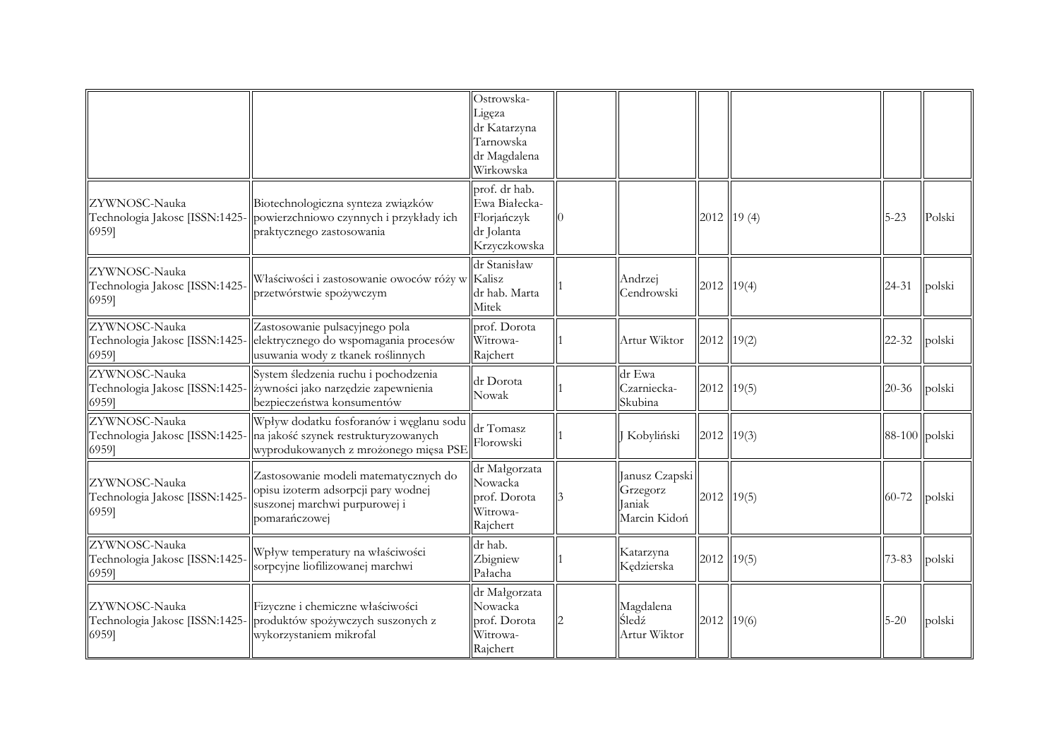|  |  |  |  |  |  |  |  |  |
|---|---|---|---|---|---|---|---|---|
|  |  | Ostrowska-Ligęza dr Katarzyna Tarnowska dr Magdalena Wirkowska |  |  |  |  |  |  |
| ZYWNOSC-Nauka Technologia Jakosc [ISSN:1425-6959] | Biotechnologiczna synteza związków powierzchniowo czynnych i przykłady ich praktycznego zastosowania | prof. dr hab. Ewa Białecka-Florjańczyk dr Jolanta Krzyczkowska | 0 |  | 2012 | 19 (4) | 5-23 | Polski |
| ZYWNOSC-Nauka Technologia Jakosc [ISSN:1425-6959] | Właściwości i zastosowanie owoców róży w przetwórstwie spożywczym | dr Stanisław Kalisz dr hab. Marta Mitek | 1 | Andrzej Cendrowski | 2012 | 19(4) | 24-31 | polski |
| ZYWNOSC-Nauka Technologia Jakosc [ISSN:1425-6959] | Zastosowanie pulsacyjnego pola elektrycznego do wspomagania procesów usuwania wody z tkanek roślinnych | prof. Dorota Witrowa-Rajchert | 1 | Artur Wiktor | 2012 | 19(2) | 22-32 | polski |
| ZYWNOSC-Nauka Technologia Jakosc [ISSN:1425-6959] | System śledzenia ruchu i pochodzenia żywności jako narzędzie zapewnienia bezpieczeństwa konsumentów | dr Dorota Nowak | 1 | dr Ewa Czarniecka-Skubina | 2012 | 19(5) | 20-36 | polski |
| ZYWNOSC-Nauka Technologia Jakosc [ISSN:1425-6959] | Wpływ dodatku fosforanów i węglanu sodu na jakość szynek restrukturyzowanych wyprodukowanych z mrożonego mięsa PSE | dr Tomasz Florowski | 1 | J Kobyliński | 2012 | 19(3) | 88-100 | polski |
| ZYWNOSC-Nauka Technologia Jakosc [ISSN:1425-6959] | Zastosowanie modeli matematycznych do opisu izoterm adsorpcji pary wodnej suszonej marchwi purpurowej i pomarańczowej | dr Małgorzata Nowacka prof. Dorota Witrowa-Rajchert | 3 | Janusz Czapski Grzegorz Janiak Marcin Kidoń | 2012 | 19(5) | 60-72 | polski |
| ZYWNOSC-Nauka Technologia Jakosc [ISSN:1425-6959] | Wpływ temperatury na właściwości sorpcyjne liofilizowanej marchwi | dr hab. Zbigniew Pałacha | 1 | Katarzyna Kędzierska | 2012 | 19(5) | 73-83 | polski |
| ZYWNOSC-Nauka Technologia Jakosc [ISSN:1425-6959] | Fizyczne i chemiczne właściwości produktów spożywczych suszonych z wykorzystaniem mikrofal | dr Małgorzata Nowacka prof. Dorota Witrowa-Rajchert | 2 | Magdalena Śledź Artur Wiktor | 2012 | 19(6) | 5-20 | polski |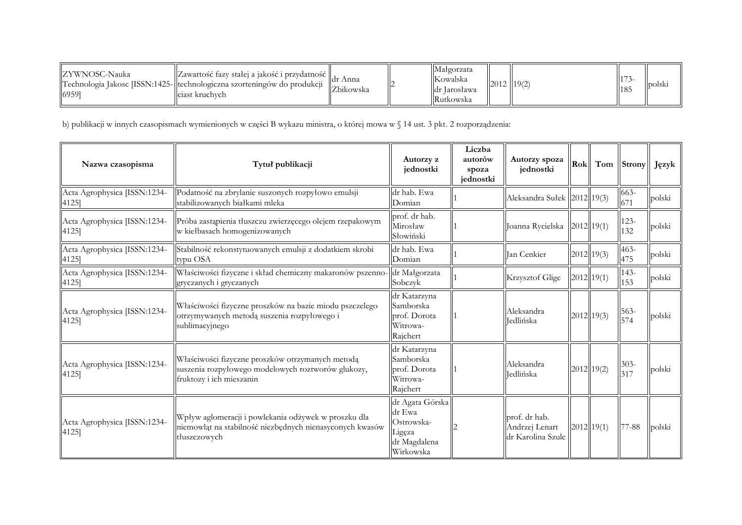| ZYWNOSC-Nauka Technologia Jakosc [ISSN:1425-6959] | Zawartość fazy stałej a jakość i przydatność technologiczna szorteningów do produkcji ciast kruchych | dr Anna Żbikowska | 2 | Małgorzata Kowalska dr Jarosława Rutkowska | 2012 | 19(2) | 173-185 | polski |
|---|---|---|---|---|---|---|---|---|

b) publikacji w innych czasopismach wymienionych w części B wykazu ministra, o której mowa w § 14 ust. 3 pkt. 2 rozporządzenia:

| Nazwa czasopisma | Tytuł publikacji | Autorzy z jednostki | Liczba autorów spoza jednostki | Autorzy spoza jednostki | Rok | Tom | Strony | Język |
|---|---|---|---|---|---|---|---|---|
| Acta Agrophysica [ISSN:1234-4125] | Podatność na zbrylanie suszonych rozpyłowo emulsji stabilizowanych białkami mleka | dr hab. Ewa Domian | 1 | Aleksandra Sułek | 2012 | 19(3) | 663-671 | polski |
| Acta Agrophysica [ISSN:1234-4125] | Próba zastąpienia tłuszczu zwierzęcego olejem rzepakowym w kiełbasach homogenizowanych | prof. dr hab. Mirosław Słowiński | 1 | Joanna Rycielska | 2012 | 19(1) | 123-132 | polski |
| Acta Agrophysica [ISSN:1234-4125] | Stabilność rekonstytuowanych emulsji z dodatkiem skrobi typu OSA | dr hab. Ewa Domian | 1 | Jan Cenkier | 2012 | 19(3) | 463-475 | polski |
| Acta Agrophysica [ISSN:1234-4125] | Właściwości fizyczne i skład chemiczny makaronów pszenno-gryczanych i gryczanych | dr Małgorzata Sobczyk | 1 | Krzysztof Glige | 2012 | 19(1) | 143-153 | polski |
| Acta Agrophysica [ISSN:1234-4125] | Właściwości fizyczne proszków na bazie miodu pszczelego otrzymywanych metodą suszenia rozpyłowego i sublimacyjnego | dr Katarzyna Samborska prof. Dorota Witrowa-Rajchert | 1 | Aleksandra Jedlińska | 2012 | 19(3) | 563-574 | polski |
| Acta Agrophysica [ISSN:1234-4125] | Właściwości fizyczne proszków otrzymanych metodą suszenia rozpyłowego modelowych roztworów glukozy, fruktozy i ich mieszanin | dr Katarzyna Samborska prof. Dorota Witrowa-Rajchert | 1 | Aleksandra Jedlińska | 2012 | 19(2) | 303-317 | polski |
| Acta Agrophysica [ISSN:1234-4125] | Wpływ aglomeracji i powlekania odżywek w proszku dla niemowląt na stabilność niezbędnych nienasyconych kwasów tłuszczowych | dr Agata Górska dr Ewa Ostrowska-Ligęza dr Magdalena Wirkowska | 2 | prof. dr hab. Andrzej Lenart dr Karolina Szulc | 2012 | 19(1) | 77-88 | polski |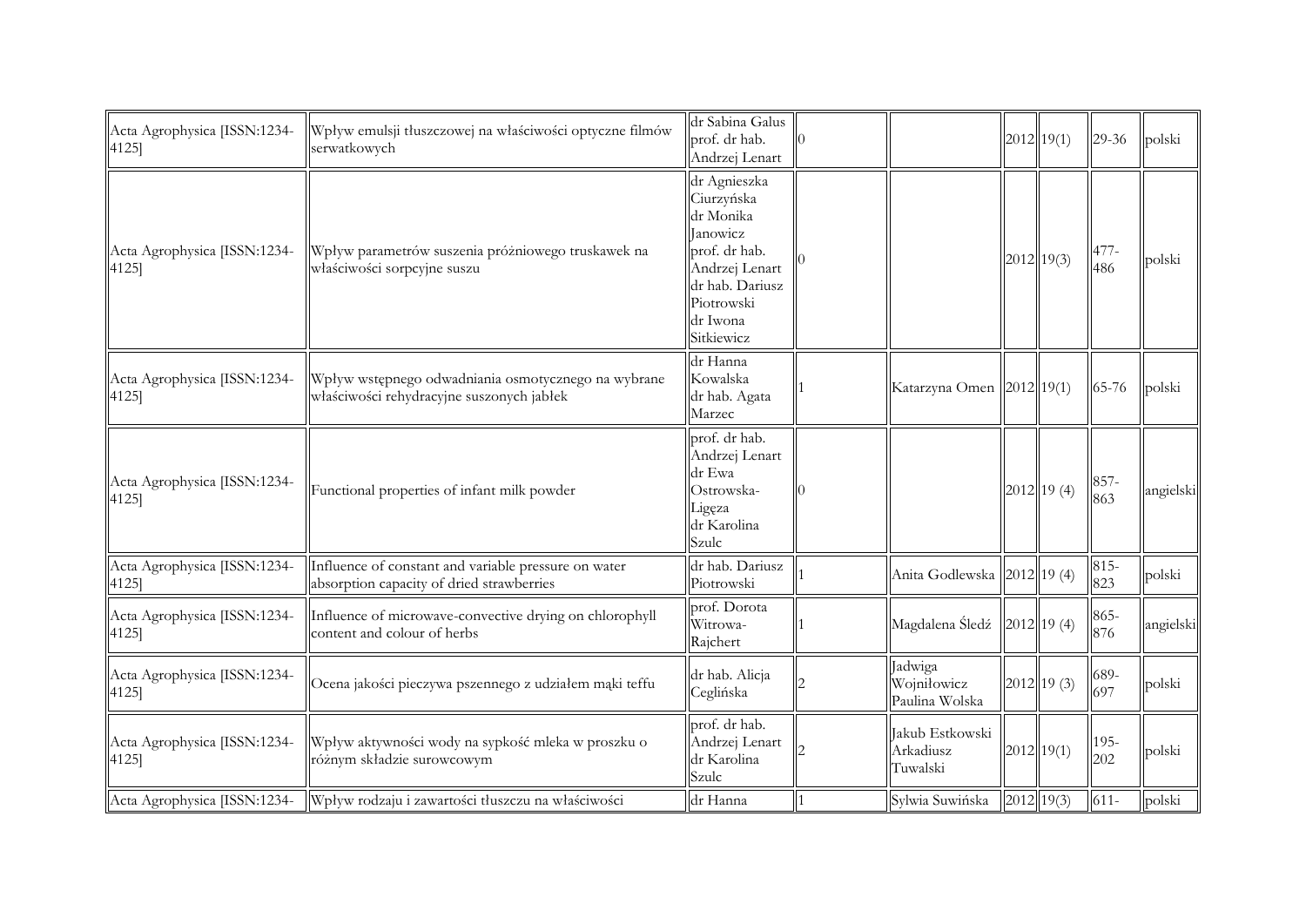| | | | | | | | | |
|---|---|---|---|---|---|---|---|---|
| Acta Agrophysica [ISSN:1234-4125] | Wpływ emulsji tłuszczowej na właściwości optyczne filmów serwatkowych | dr Sabina Galus<br>prof. dr hab. Andrzej Lenart | 0 | | 2012 | 19(1) | 29-36 | polski |
| Acta Agrophysica [ISSN:1234-4125] | Wpływ parametrów suszenia próżniowego truskawek na właściwości sorpcyjne suszu | dr Agnieszka Ciurzyńska<br>dr Monika Janowicz<br>prof. dr hab. Andrzej Lenart<br>dr hab. Dariusz Piotrowski<br>dr Iwona Sitkiewicz | 0 | | 2012 | 19(3) | 477-486 | polski |
| Acta Agrophysica [ISSN:1234-4125] | Wpływ wstępnego odwadniania osmotycznego na wybrane właściwości rehydracyjne suszonych jabłek | dr Hanna Kowalska<br>dr hab. Agata Marzec | 1 | Katarzyna Omen | 2012 | 19(1) | 65-76 | polski |
| Acta Agrophysica [ISSN:1234-4125] | Functional properties of infant milk powder | prof. dr hab. Andrzej Lenart<br>dr Ewa Ostrowska-Ligęza<br>dr Karolina Szulc | 0 | | 2012 | 19 (4) | 857-863 | angielski |
| Acta Agrophysica [ISSN:1234-4125] | Influence of constant and variable pressure on water absorption capacity of dried strawberries | dr hab. Dariusz Piotrowski | 1 | Anita Godlewska | 2012 | 19 (4) | 815-823 | polski |
| Acta Agrophysica [ISSN:1234-4125] | Influence of microwave-convective drying on chlorophyll content and colour of herbs | prof. Dorota Witrowa-Rajchert | 1 | Magdalena Śledź | 2012 | 19 (4) | 865-876 | angielski |
| Acta Agrophysica [ISSN:1234-4125] | Ocena jakości pieczywa pszennego z udziałem mąki teffu | dr hab. Alicja Ceglińska | 2 | Jadwiga Wojniłowicz<br>Paulina Wolska | 2012 | 19 (3) | 689-697 | polski |
| Acta Agrophysica [ISSN:1234-4125] | Wpływ aktywności wody na sypkość mleka w proszku o różnym składzie surowcowym | prof. dr hab. Andrzej Lenart<br>dr Karolina Szulc | 2 | Jakub Estkowski<br>Arkadiusz Tuwalski | 2012 | 19(1) | 195-202 | polski |
| Acta Agrophysica [ISSN:1234- | Wpływ rodzaju i zawartości tłuszczu na właściwości | dr Hanna | 1 | Sylwia Suwińska | 2012 | 19(3) | 611- | polski |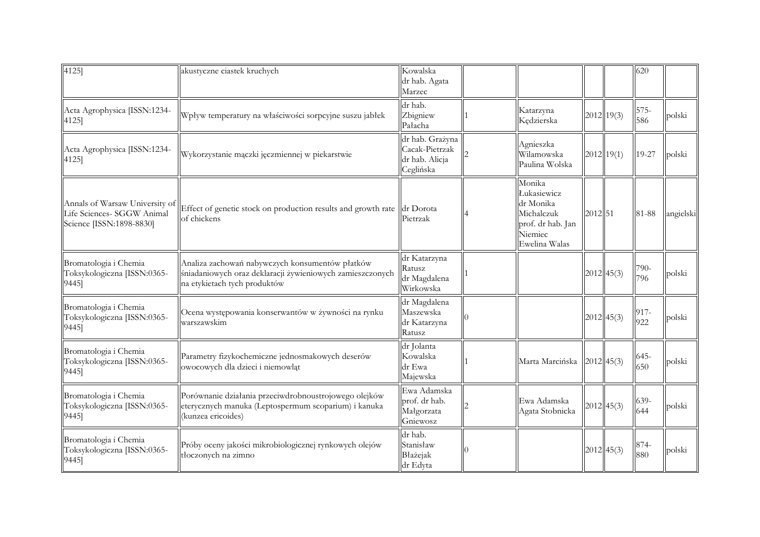| | | | | | | | | |
|---|---|---|---|---|---|---|---|---|
| 4125] | akustyczne ciastek kruchych | Kowalska dr hab. Agata Marzec | | | | | 620 | |
| Acta Agrophysica [ISSN:1234-4125] | Wpływ temperatury na właściwości sorpcyjne suszu jabłek | dr hab. Zbigniew Pałacha | 1 | Katarzyna Kędzierska | 2012 | 19(3) | 575-586 | polski |
| Acta Agrophysica [ISSN:1234-4125] | Wykorzystanie mączki jęczmiennej w piekarstwie | dr hab. Grażyna Cacak-Pietrzak dr hab. Alicja Ceglińska | 2 | Agnieszka Wilamowska Paulina Wolska | 2012 | 19(1) | 19-27 | polski |
| Annals of Warsaw University of Life Sciences- SGGW Animal Science [ISSN:1898-8830] | Effect of genetic stock on production results and growth rate of chickens | dr Dorota Pietrzak | 4 | Monika Łukasiewicz dr Monika Michalczuk prof. dr hab. Jan Niemiec Ewelina Walas | 2012 | 51 | 81-88 | angielski |
| Bromatologia i Chemia Toksykologiczna [ISSN:0365-9445] | Analiza zachowań nabywczych konsumentów płatków śniadaniowych oraz deklaracji żywieniowych zamieszczonych na etykietach tych produktów | dr Katarzyna Ratusz dr Magdalena Wirkowska | 1 | | 2012 | 45(3) | 790-796 | polski |
| Bromatologia i Chemia Toksykologiczna [ISSN:0365-9445] | Ocena występowania konserwantów w żywności na rynku warszawskim | dr Magdalena Maszewska dr Katarzyna Ratusz | 0 | | 2012 | 45(3) | 917-922 | polski |
| Bromatologia i Chemia Toksykologiczna [ISSN:0365-9445] | Parametry fizykochemiczne jednosmakowych deserów owocowych dla dzieci i niemowląt | dr Jolanta Kowalska dr Ewa Majewska | 1 | Marta Marcińska | 2012 | 45(3) | 645-650 | polski |
| Bromatologia i Chemia Toksykologiczna [ISSN:0365-9445] | Porównanie działania przeciwdrobnoustrojowego olejków eterycznych manuka (Leptospermum scoparium) i kanuka (kunzea ericoides) | Ewa Adamska prof. dr hab. Małgorzata Gniewosz | 2 | Ewa Adamska Agata Stobnicka | 2012 | 45(3) | 639-644 | polski |
| Bromatologia i Chemia Toksykologiczna [ISSN:0365-9445] | Próby oceny jakości mikrobiologicznej rynkowych olejów tłoczonych na zimno | dr hab. Stanisław Błażejak dr Edyta | 0 | | 2012 | 45(3) | 874-880 | polski |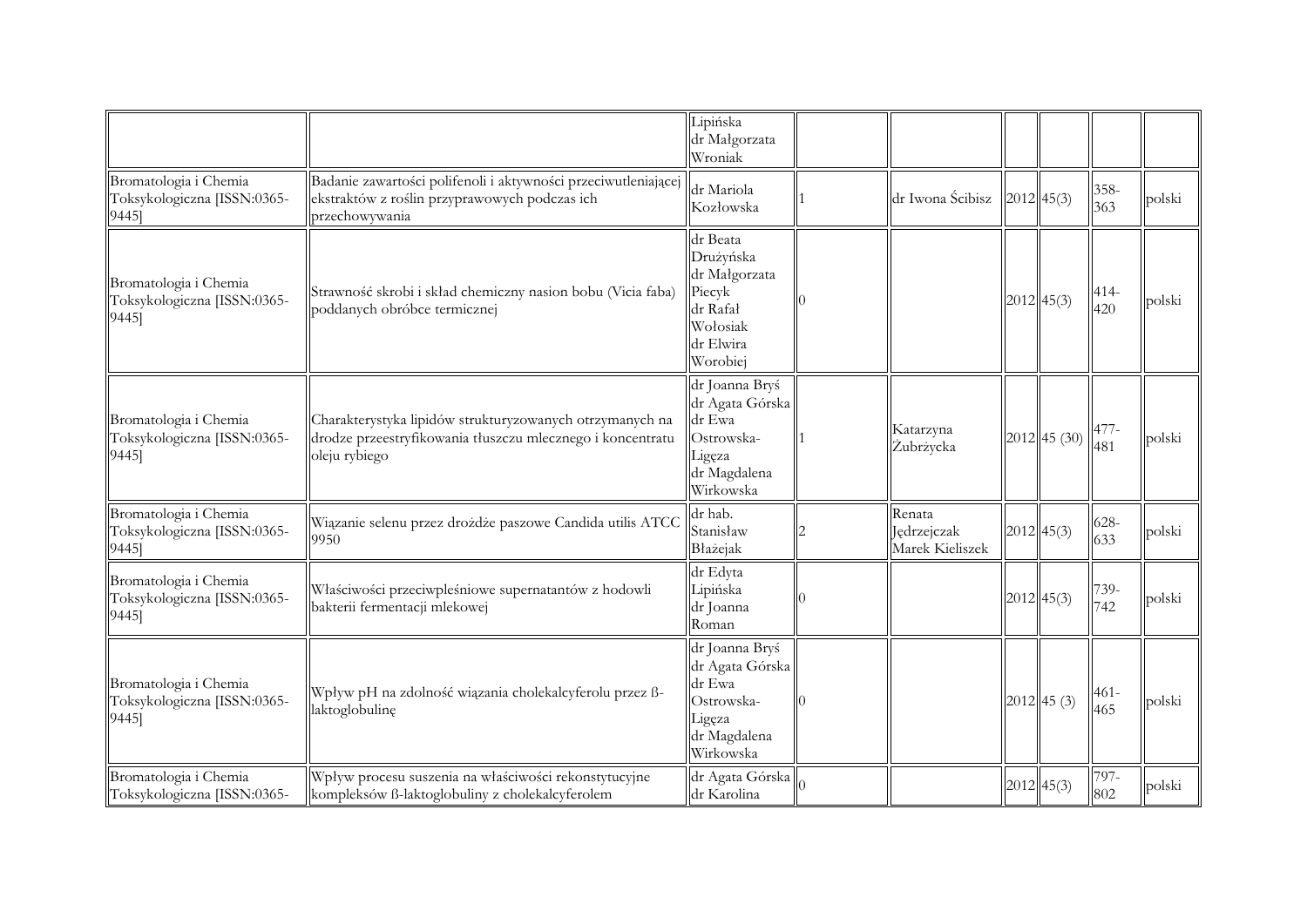| | | | | | | | | |
|---|---|---|---|---|---|---|---|---|
| | | Lipińska dr Małgorzata Wroniak | | | | | | |
| Bromatologia i Chemia Toksykologiczna [ISSN:0365-9445] | Badanie zawartości polifenoli i aktywności przeciwutleniającej ekstraktów z roślin przyprawowych podczas ich przechowywania | dr Mariola Kozłowska | 1 | dr Iwona Ścibisz | 2012 | 45(3) | 358-363 | polski |
| Bromatologia i Chemia Toksykologiczna [ISSN:0365-9445] | Strawność skrobi i skład chemiczny nasion bobu (Vicia faba) poddanych obróbce termicznej | dr Beata Drużyńska dr Małgorzata Piecyk dr Rafał Wołosiak dr Elwira Worobiej | 0 | | 2012 | 45(3) | 414-420 | polski |
| Bromatologia i Chemia Toksykologiczna [ISSN:0365-9445] | Charakterystyka lipidów strukturyzowanych otrzymanych na drodze przeestryfikowania tłuszczu mlecznego i koncentratu oleju rybiego | dr Joanna Bryś dr Agata Górska dr Ewa Ostrowska-Ligęza dr Magdalena Wirkowska | 1 | Katarzyna Żubrzycka | 2012 | 45 (30) | 477-481 | polski |
| Bromatologia i Chemia Toksykologiczna [ISSN:0365-9445] | Wiązanie selenu przez drożdże paszowe Candida utilis ATCC 9950 | dr hab. Stanisław Błażejak | 2 | Renata Jędrzejczak Marek Kieliszek | 2012 | 45(3) | 628-633 | polski |
| Bromatologia i Chemia Toksykologiczna [ISSN:0365-9445] | Właściwości przeciwpleśniowe supernatantów z hodowli bakterii fermentacji mlekowej | dr Edyta Lipińska dr Joanna Roman | 0 | | 2012 | 45(3) | 739-742 | polski |
| Bromatologia i Chemia Toksykologiczna [ISSN:0365-9445] | Wpływ pH na zdolność wiązania cholekalcyferolu przez ß-laktoglobulinę | dr Joanna Bryś dr Agata Górska dr Ewa Ostrowska-Ligęza dr Magdalena Wirkowska | 0 | | 2012 | 45 (3) | 461-465 | polski |
| Bromatologia i Chemia Toksykologiczna [ISSN:0365- | Wpływ procesu suszenia na właściwości rekonstytucyjne kompleksów ß-laktoglobuliny z cholekalcyferolem | dr Agata Górska dr Karolina | 0 | | 2012 | 45(3) | 797-802 | polski |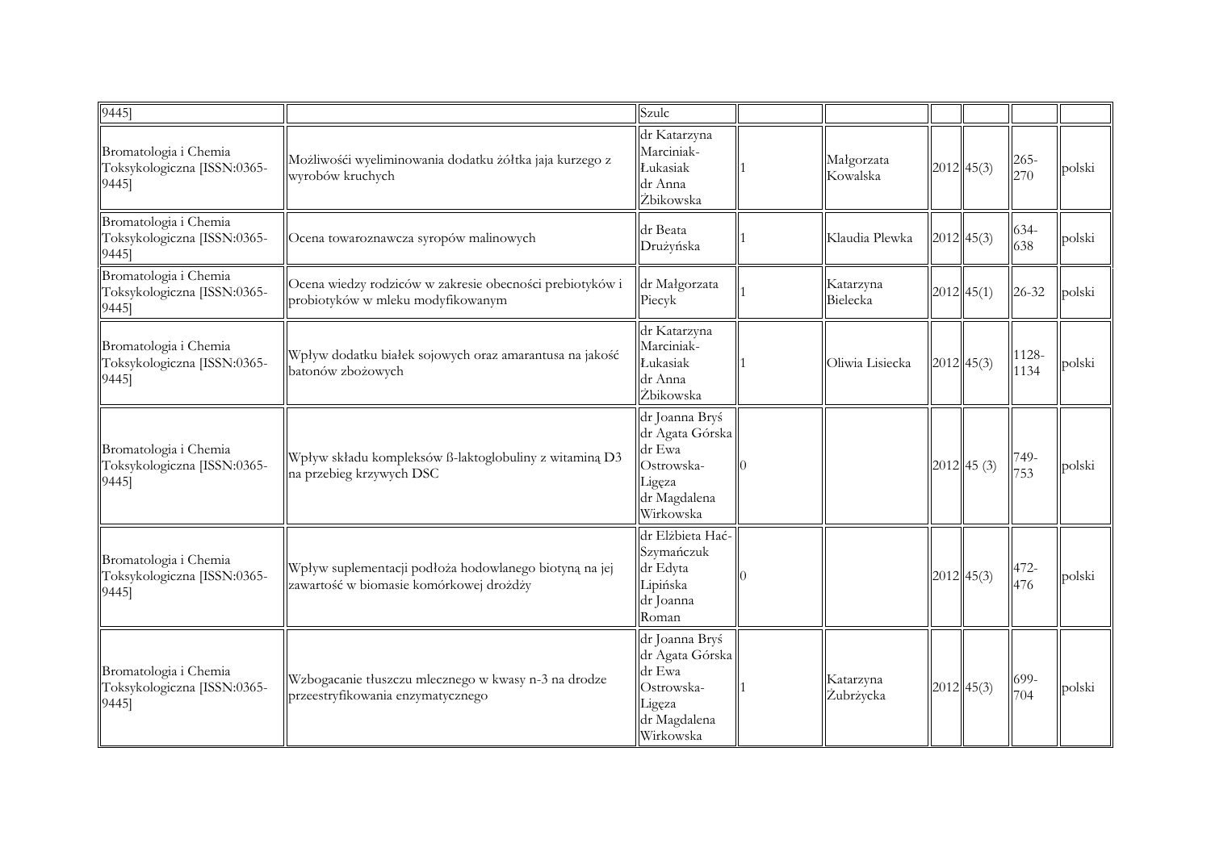| | | | | | | | | |
|---|---|---|---|---|---|---|---|---|
| 9445] | | Szulc | | | | | | |
| Bromatologia i Chemia Toksykologiczna [ISSN:0365-9445] | Możliwośći wyeliminowania dodatku żółtka jaja kurzego z wyrobów kruchych | dr Katarzyna Marciniak-Łukasiak dr Anna Żbikowska | 1 | Małgorzata Kowalska | 2012 | 45(3) | 265-270 | polski |
| Bromatologia i Chemia Toksykologiczna [ISSN:0365-9445] | Ocena towaroznawcza syropów malinowych | dr Beata Drużyńska | 1 | Klaudia Plewka | 2012 | 45(3) | 634-638 | polski |
| Bromatologia i Chemia Toksykologiczna [ISSN:0365-9445] | Ocena wiedzy rodziców w zakresie obecności prebiotyków i probiotyków w mleku modyfikowanym | dr Małgorzata Piecyk | 1 | Katarzyna Bielecka | 2012 | 45(1) | 26-32 | polski |
| Bromatologia i Chemia Toksykologiczna [ISSN:0365-9445] | Wpływ dodatku białek sojowych oraz amarantusa na jakość batonów zbożowych | dr Katarzyna Marciniak-Łukasiak dr Anna Żbikowska | 1 | Oliwia Lisiecka | 2012 | 45(3) | 1128-1134 | polski |
| Bromatologia i Chemia Toksykologiczna [ISSN:0365-9445] | Wpływ składu kompleksów ß-laktoglobuliny z witaminą D3 na przebieg krzywych DSC | dr Joanna Bryś dr Agata Górska dr Ewa Ostrowska-Ligęza dr Magdalena Wirkowska | 0 | | 2012 | 45 (3) | 749-753 | polski |
| Bromatologia i Chemia Toksykologiczna [ISSN:0365-9445] | Wpływ suplementacji podłoża hodowlanego biotyną na jej zawartość w biomasie komórkowej drożdży | dr Elżbieta Hać-Szymańczuk dr Edyta Lipińska dr Joanna Roman | 0 | | 2012 | 45(3) | 472-476 | polski |
| Bromatologia i Chemia Toksykologiczna [ISSN:0365-9445] | Wzbogacanie tłuszczu mlecznego w kwasy n-3 na drodze przeestryfikowania enzymatycznego | dr Joanna Bryś dr Agata Górska dr Ewa Ostrowska-Ligęza dr Magdalena Wirkowska | 1 | Katarzyna Żubrzycka | 2012 | 45(3) | 699-704 | polski |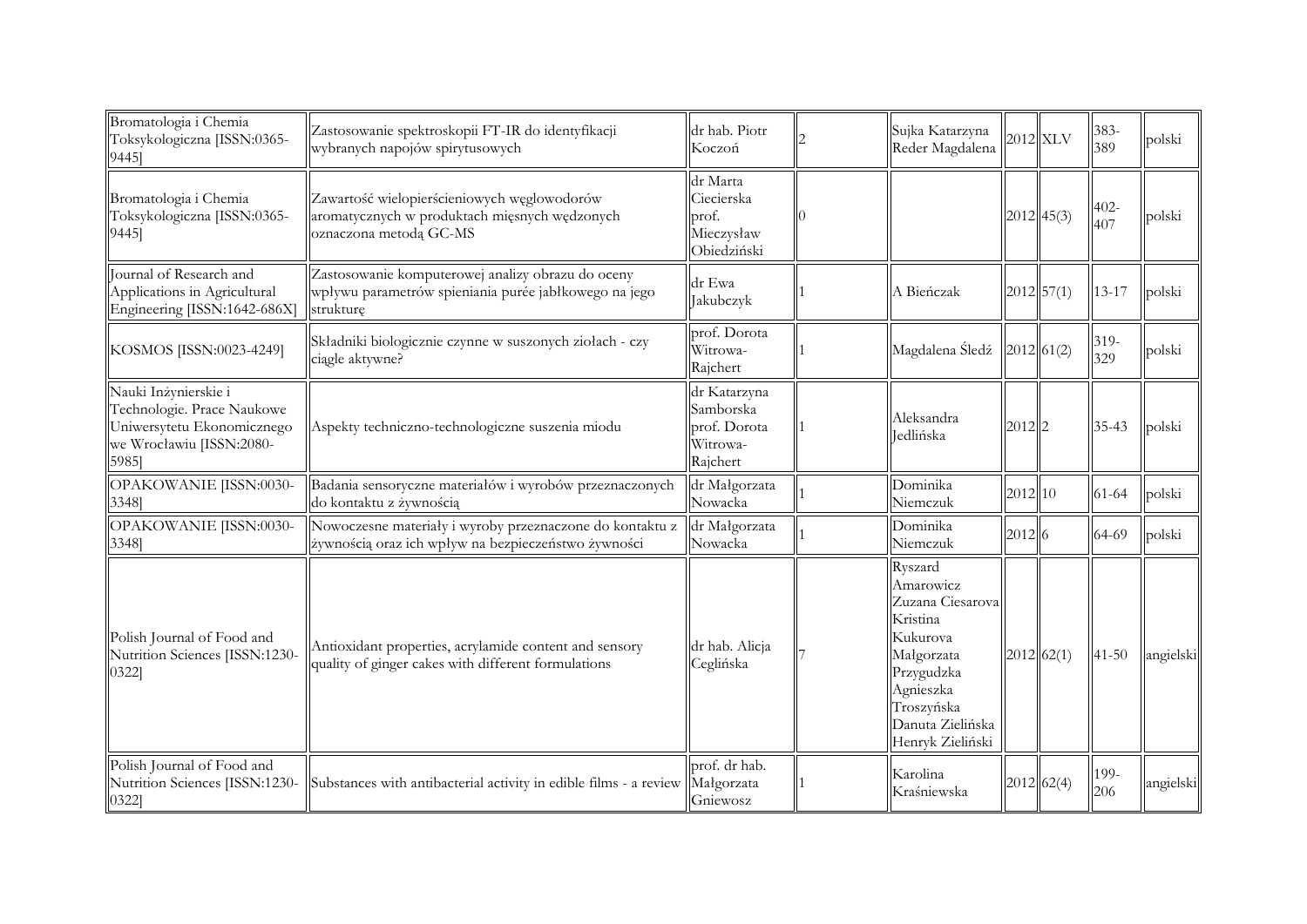| | | | | | | | | |
|---|---|---|---|---|---|---|---|---|
| Bromatologia i Chemia Toksykologiczna [ISSN:0365-9445] | Zastosowanie spektroskopii FT-IR do identyfikacji wybranych napojów spirytusowych | dr hab. Piotr Koczoń | 2 | Sujka Katarzyna Reder Magdalena | 2012 | XLV | 383-389 | polski |
| Bromatologia i Chemia Toksykologiczna [ISSN:0365-9445] | Zawartość wielopierścieniowych węglowodorów aromatycznych w produktach mięsnych wędzonych oznaczona metodą GC-MS | dr Marta Ciecierska prof. Mieczysław Obiedziński | 0 | | 2012 | 45(3) | 402-407 | polski |
| Journal of Research and Applications in Agricultural Engineering [ISSN:1642-686X] | Zastosowanie komputerowej analizy obrazu do oceny wpływu parametrów spieniania purée jabłkowego na jego strukturę | dr Ewa Jakubczyk | 1 | A Bieńczak | 2012 | 57(1) | 13-17 | polski |
| KOSMOS [ISSN:0023-4249] | Składniki biologicznie czynne w suszonych ziołach - czy ciągle aktywne? | prof. Dorota Witrowa-Rajchert | 1 | Magdalena Śledź | 2012 | 61(2) | 319-329 | polski |
| Nauki Inżynierskie i Technologie. Prace Naukowe Uniwersytetu Ekonomicznego we Wrocławiu [ISSN:2080-5985] | Aspekty techniczno-technologiczne suszenia miodu | dr Katarzyna Samborska prof. Dorota Witrowa-Rajchert | 1 | Aleksandra Jedlińska | 2012 | 2 | 35-43 | polski |
| OPAKOWANIE [ISSN:0030-3348] | Badania sensoryczne materiałów i wyrobów przeznaczonych do kontaktu z żywnością | dr Małgorzata Nowacka | 1 | Dominika Niemczuk | 2012 | 10 | 61-64 | polski |
| OPAKOWANIE [ISSN:0030-3348] | Nowoczesne materiały i wyroby przeznaczone do kontaktu z żywnością oraz ich wpływ na bezpieczeństwo żywności | dr Małgorzata Nowacka | 1 | Dominika Niemczuk | 2012 | 6 | 64-69 | polski |
| Polish Journal of Food and Nutrition Sciences [ISSN:1230-0322] | Antioxidant properties, acrylamide content and sensory quality of ginger cakes with different formulations | dr hab. Alicja Ceglińska | 7 | Ryszard Amarowicz Zuzana Ciesarova Kristina Kukurova Małgorzata Przygudzka Agnieszka Troszyńska Danuta Zielińska Henryk Zieliński | 2012 | 62(1) | 41-50 | angielski |
| Polish Journal of Food and Nutrition Sciences [ISSN:1230-0322] | Substances with antibacterial activity in edible films - a review | prof. dr hab. Małgorzata Gniewosz | 1 | Karolina Kraśniewska | 2012 | 62(4) | 199-206 | angielski |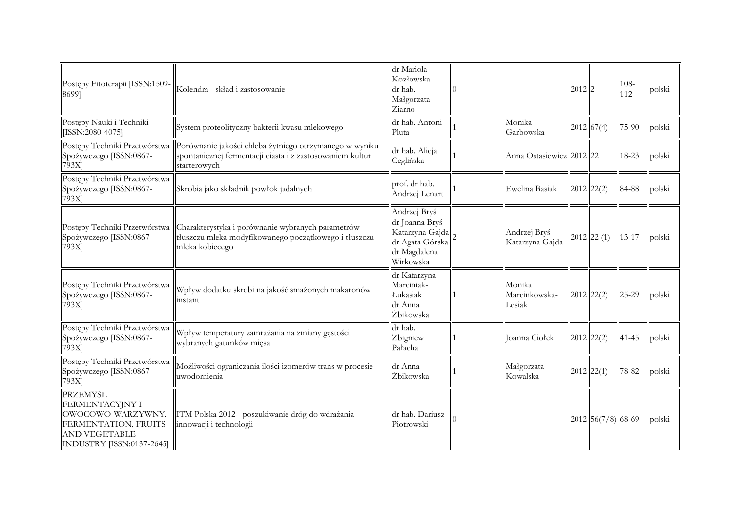| | | | | | | | | |
|---|---|---|---|---|---|---|---|---|
| Postępy Fitoterapii [ISSN:1509-8699] | Kolendra - skład i zastosowanie | dr Mariola Kozłowska<br>dr hab. Małgorzata Ziarno | 0 | | 2012 | 2 | 108-112 | polski |
| Postępy Nauki i Techniki [ISSN:2080-4075] | System proteolityczny bakterii kwasu mlekowego | dr hab. Antoni Pluta | 1 | Monika Garbowska | 2012 | 67(4) | 75-90 | polski |
| Postępy Techniki Przetwórstwa Spożywczego [ISSN:0867-793X] | Porównanie jakości chleba żytniego otrzymanego w wyniku spontanicznej fermentacji ciasta i z zastosowaniem kultur starterowych | dr hab. Alicja Ceglińska | 1 | Anna Ostasiewicz | 2012 | 22 | 18-23 | polski |
| Postępy Techniki Przetwórstwa Spożywczego [ISSN:0867-793X] | Skrobia jako składnik powłok jadalnych | prof. dr hab. Andrzej Lenart | 1 | Ewelina Basiak | 2012 | 22(2) | 84-88 | polski |
| Postępy Techniki Przetwórstwa Spożywczego [ISSN:0867-793X] | Charakterystyka i porównanie wybranych parametrów tłuszczu mleka modyfikowanego początkowego i tłuszczu mleka kobiecego | Andrzej Bryś<br>dr Joanna Bryś<br>Katarzyna Gajda<br>dr Agata Górska<br>dr Magdalena Wirkowska | 2 | Andrzej Bryś<br>Katarzyna Gajda | 2012 | 22 (1) | 13-17 | polski |
| Postępy Techniki Przetwórstwa Spożywczego [ISSN:0867-793X] | Wpływ dodatku skrobi na jakość smażonych makaronów instant | dr Katarzyna Marciniak-Łukasiak<br>dr Anna Żbikowska | 1 | Monika Marcinkowska-Lesiak | 2012 | 22(2) | 25-29 | polski |
| Postępy Techniki Przetwórstwa Spożywczego [ISSN:0867-793X] | Wpływ temperatury zamrażania na zmiany gęstości wybranych gatunków mięsa | dr hab. Zbigniew Pałacha | 1 | Joanna Ciołek | 2012 | 22(2) | 41-45 | polski |
| Postępy Techniki Przetwórstwa Spożywczego [ISSN:0867-793X] | Możliwości ograniczania ilości izomerów trans w procesie uwodornienia | dr Anna Żbikowska | 1 | Małgorzata Kowalska | 2012 | 22(1) | 78-82 | polski |
| PRZEMYSŁ FERMENTACYJNY I OWOCOWO-WARZYWNY. FERMENTATION, FRUITS AND VEGETABLE INDUSTRY [ISSN:0137-2645] | ITM Polska 2012 - poszukiwanie dróg do wdrażania innowacji i technologii | dr hab. Dariusz Piotrowski | 0 | | 2012 | 56(7/8) | 68-69 | polski |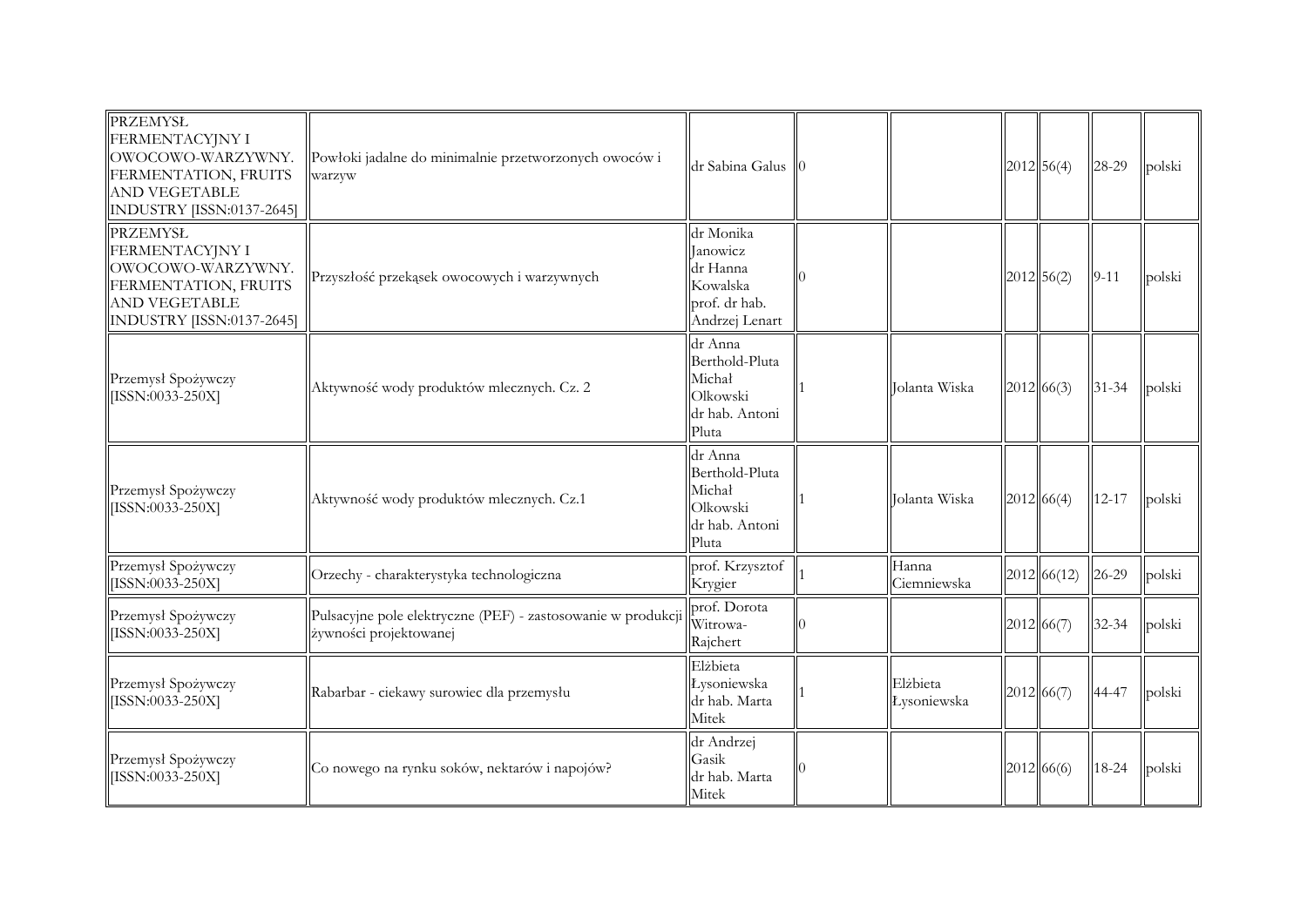| | | | | | | | | |
|---|---|---|---|---|---|---|---|---|
| PRZEMYSŁ FERMENTACYJNY I OWOCOWO-WARZYWNY. FERMENTATION, FRUITS AND VEGETABLE INDUSTRY [ISSN:0137-2645] | Powłoki jadalne do minimalnie przetworzonych owoców i warzyw | dr Sabina Galus | 0 | | 2012 | 56(4) | 28-29 | polski |
| PRZEMYSŁ FERMENTACYJNY I OWOCOWO-WARZYWNY. FERMENTATION, FRUITS AND VEGETABLE INDUSTRY [ISSN:0137-2645] | Przyszłość przekąsek owocowych i warzywnych | dr Monika Janowicz dr Hanna Kowalska prof. dr hab. Andrzej Lenart | 0 | | 2012 | 56(2) | 9-11 | polski |
| Przemysł Spożywczy [ISSN:0033-250X] | Aktywność wody produktów mlecznych. Cz. 2 | dr Anna Berthold-Pluta Michał Olkowski dr hab. Antoni Pluta | 1 | Jolanta Wiska | 2012 | 66(3) | 31-34 | polski |
| Przemysł Spożywczy [ISSN:0033-250X] | Aktywność wody produktów mlecznych. Cz.1 | dr Anna Berthold-Pluta Michał Olkowski dr hab. Antoni Pluta | 1 | Jolanta Wiska | 2012 | 66(4) | 12-17 | polski |
| Przemysł Spożywczy [ISSN:0033-250X] | Orzechy - charakterystyka technologiczna | prof. Krzysztof Krygier | 1 | Hanna Ciemniewska | 2012 | 66(12) | 26-29 | polski |
| Przemysł Spożywczy [ISSN:0033-250X] | Pulsacyjne pole elektryczne (PEF) - zastosowanie w produkcji żywności projektowanej | prof. Dorota Witrowa-Rajchert | 0 | | 2012 | 66(7) | 32-34 | polski |
| Przemysł Spożywczy [ISSN:0033-250X] | Rabarbar - ciekawy surowiec dla przemysłu | Elżbieta Łysoniewska dr hab. Marta Mitek | 1 | Elżbieta Łysoniewska | 2012 | 66(7) | 44-47 | polski |
| Przemysł Spożywczy [ISSN:0033-250X] | Co nowego na rynku soków, nektarów i napojów? | dr Andrzej Gasik dr hab. Marta Mitek | 0 | | 2012 | 66(6) | 18-24 | polski |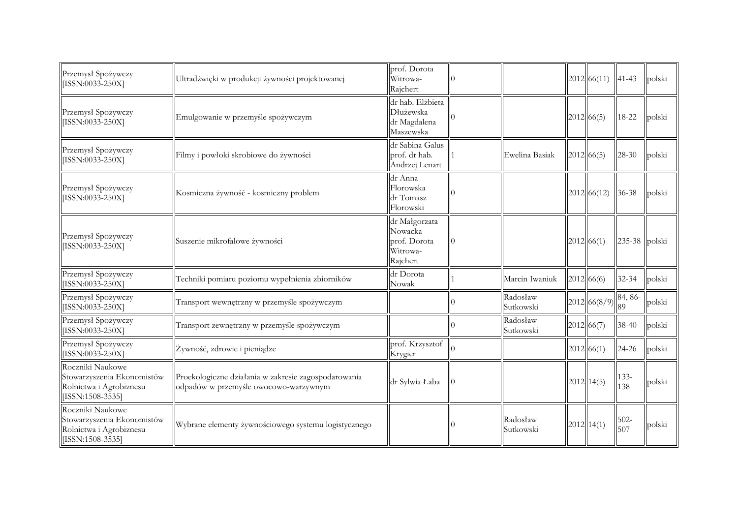| | | | | | | | | |
|---|---|---|---|---|---|---|---|---|
| Przemysł Spożywczy [ISSN:0033-250X] | Ultradźwięki w produkcji żywności projektowanej | prof. Dorota Witrowa-Rajchert | 0 | | 2012 | 66(11) | 41-43 | polski |
| Przemysł Spożywczy [ISSN:0033-250X] | Emulgowanie w przemyśle spożywczym | dr hab. Elżbieta Dłużewska dr Magdalena Maszewska | 0 | | 2012 | 66(5) | 18-22 | polski |
| Przemysł Spożywczy [ISSN:0033-250X] | Filmy i powłoki skrobiowe do żywności | dr Sabina Galus prof. dr hab. Andrzej Lenart | 1 | Ewelina Basiak | 2012 | 66(5) | 28-30 | polski |
| Przemysł Spożywczy [ISSN:0033-250X] | Kosmiczna żywność - kosmiczny problem | dr Anna Florowska dr Tomasz Florowski | 0 | | 2012 | 66(12) | 36-38 | polski |
| Przemysł Spożywczy [ISSN:0033-250X] | Suszenie mikrofalowe żywności | dr Małgorzata Nowacka prof. Dorota Witrowa-Rajchert | 0 | | 2012 | 66(1) | 235-38 | polski |
| Przemysł Spożywczy [ISSN:0033-250X] | Techniki pomiaru poziomu wypełnienia zbiorników | dr Dorota Nowak | 1 | Marcin Iwaniuk | 2012 | 66(6) | 32-34 | polski |
| Przemysł Spożywczy [ISSN:0033-250X] | Transport wewnętrzny w przemyśle spożywczym | | 0 | Radosław Sutkowski | 2012 | 66(8/9) | 84, 86-89 | polski |
| Przemysł Spożywczy [ISSN:0033-250X] | Transport zewnętrzny w przemyśle spożywczym | | 0 | Radosław Sutkowski | 2012 | 66(7) | 38-40 | polski |
| Przemysł Spożywczy [ISSN:0033-250X] | Żywność, zdrowie i pieniądze | prof. Krzysztof Krygier | 0 | | 2012 | 66(1) | 24-26 | polski |
| Roczniki Naukowe Stowarzyszenia Ekonomistów Rolnictwa i Agrobiznesu [ISSN:1508-3535] | Proekologiczne działania w zakresie zagospodarowania odpadów w przemyśle owocowo-warzywnym | dr Sylwia Łaba | 0 | | 2012 | 14(5) | 133-138 | polski |
| Roczniki Naukowe Stowarzyszenia Ekonomistów Rolnictwa i Agrobiznesu [ISSN:1508-3535] | Wybrane elementy żywnościowego systemu logistycznego | | 0 | Radosław Sutkowski | 2012 | 14(1) | 502-507 | polski |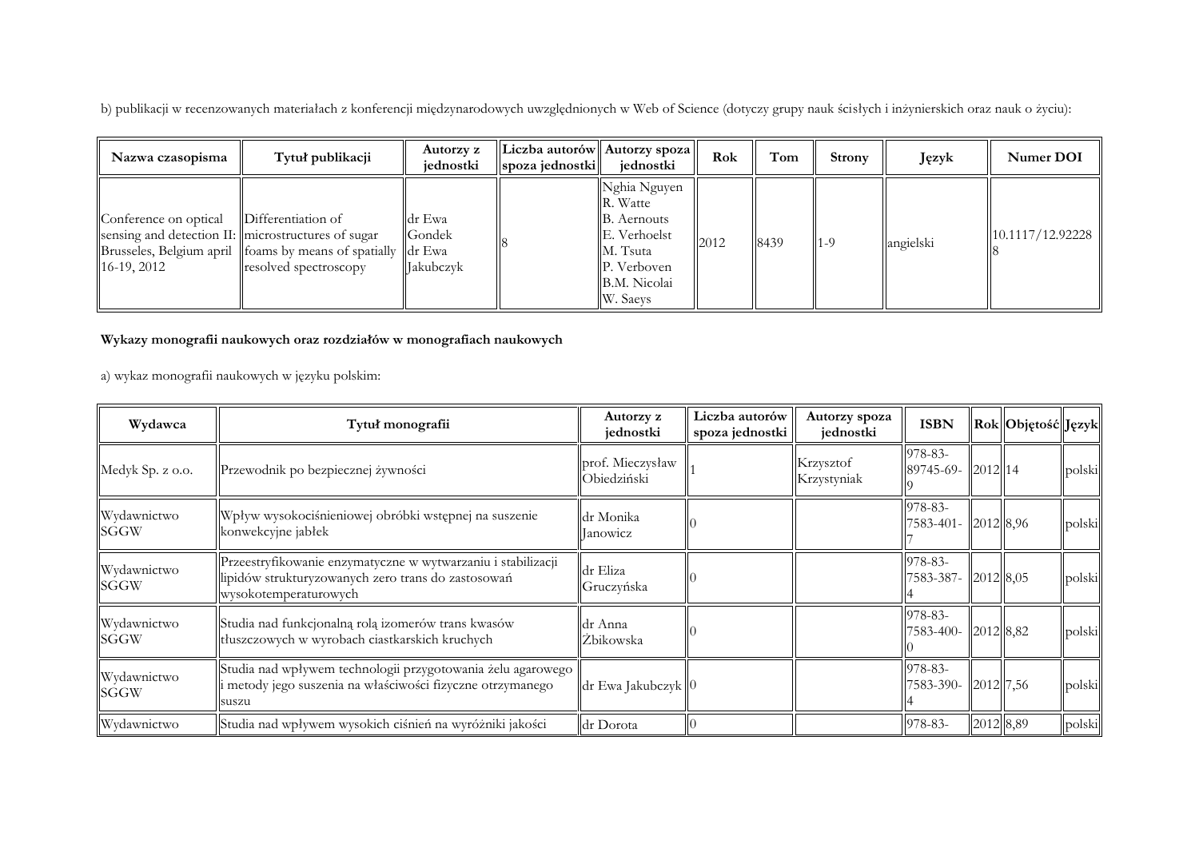b) publikacji w recenzowanych materiałach z konferencji międzynarodowych uwzględnionych w Web of Science (dotyczy grupy nauk ścisłych i inżynierskich oraz nauk o życiu):

| Nazwa czasopisma | Tytuł publikacji | Autorzy z jednostki | Liczba autorów spoza jednostki | Autorzy spoza jednostki | Rok | Tom | Strony | Język | Numer DOI |
|---|---|---|---|---|---|---|---|---|---|
| Conference on optical sensing and detection II: Brusseles, Belgium april 16-19, 2012 | Differentiation of microstructures of sugar foams by means of spatially resolved spectroscopy | dr Ewa Gondek dr Ewa Jakubczyk | 8 | Nghia Nguyen R. Watte B. Aernouts E. Verhoelst M. Tsuta P. Verboven B.M. Nicolai W. Saeys | 2012 | 8439 | 1-9 | angielski | 10.1117/12.922288 |

**Wykazy monografii naukowych oraz rozdziałów w monografiach naukowych**

a) wykaz monografii naukowych w języku polskim:

| Wydawca | Tytuł monografii | Autorzy z jednostki | Liczba autorów spoza jednostki | Autorzy spoza jednostki | ISBN | Rok | Objętość | Język |
|---|---|---|---|---|---|---|---|---|
| Medyk Sp. z o.o. | Przewodnik po bezpiecznej żywności | prof. Mieczysław Obiedziński | 1 | Krzysztof Krzystyniak | 978-83-89745-69-9 | 2012 | 14 | polski |
| Wydawnictwo SGGW | Wpływ wysokociśnieniowej obróbki wstępnej na suszenie konwekcyjne jabłek | dr Monika Janowicz | 0 | | 978-83-7583-401-7 | 2012 | 8,96 | polski |
| Wydawnictwo SGGW | Przeestryfikowanie enzymatyczne w wytwarzaniu i stabilizacji lipidów strukturyzowanych zero trans do zastosowań wysokotemperaturowych | dr Eliza Gruczyńska | 0 | | 978-83-7583-387-4 | 2012 | 8,05 | polski |
| Wydawnictwo SGGW | Studia nad funkcjonalną rolą izomerów trans kwasów tłuszczowych w wyrobach ciastkarskich kruchych | dr Anna Żbikowska | 0 | | 978-83-7583-400-0 | 2012 | 8,82 | polski |
| Wydawnictwo SGGW | Studia nad wpływem technologii przygotowania żelu agarowego i metody jego suszenia na właściwości fizyczne otrzymanego suszu | dr Ewa Jakubczyk | 0 | | 978-83-7583-390-4 | 2012 | 7,56 | polski |
| Wydawnictwo | Studia nad wpływem wysokich ciśnień na wyróżniki jakości | dr Dorota | 0 | | 978-83- | 2012 | 8,89 | polski |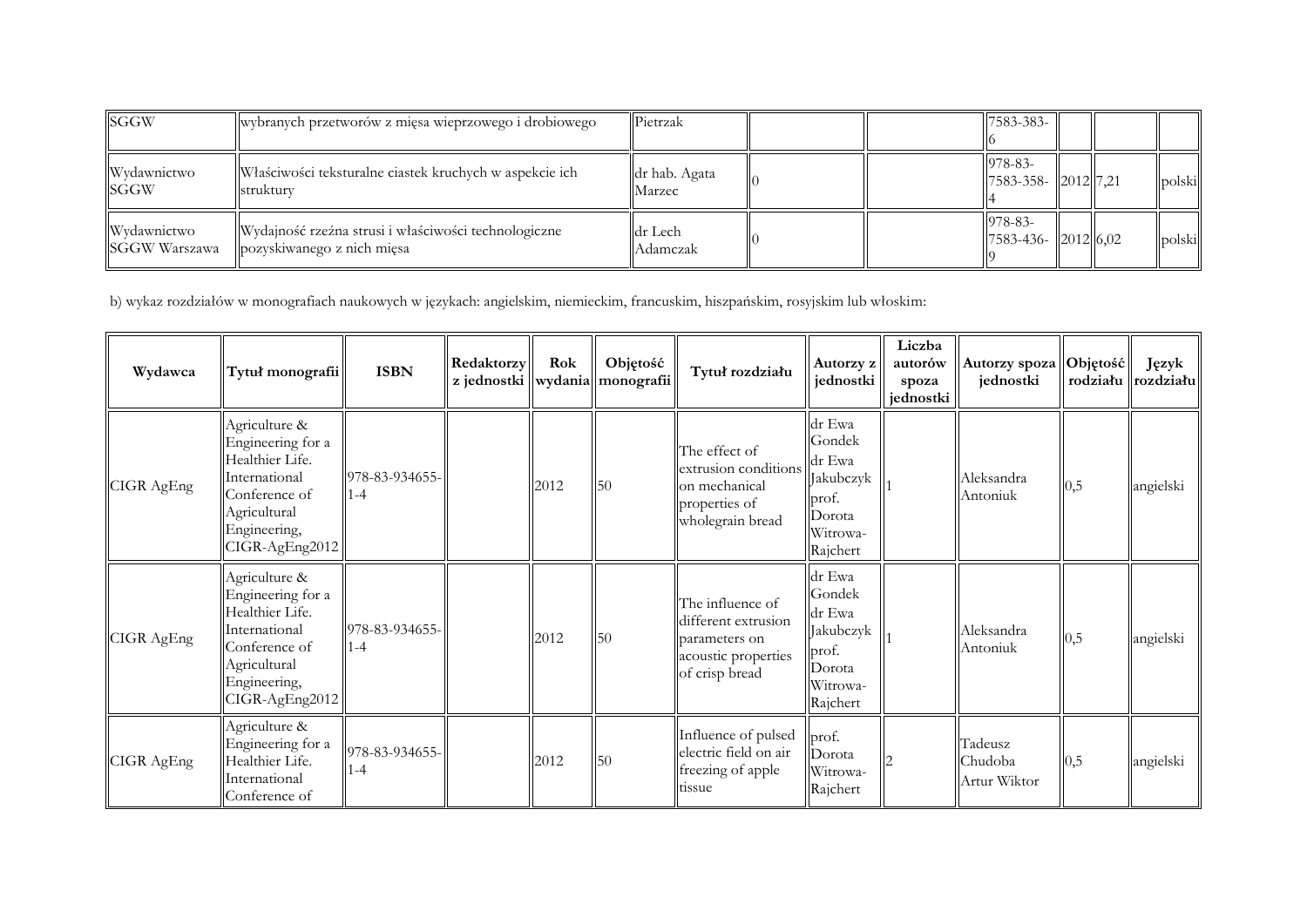| SGGW | wybranych przetworów z mięsa wieprzowego i drobiowego | Pietrzak | | | 7583-383-6 | | | |
|---|---|---|---|---|---|---|---|---|
| Wydawnictwo SGGW | Właściwości teksturalne ciastek kruchych w aspekcie ich struktury | dr hab. Agata Marzec | 0 | | 978-83-7583-358-4 | 2012 | 7,21 | polski |
| Wydawnictwo SGGW Warszawa | Wydajność rzeźna strusi i właściwości technologiczne pozyskiwanego z nich mięsa | dr Lech Adamczak | 0 | | 978-83-7583-436-9 | 2012 | 6,02 | polski |

b) wykaz rozdziałów w monografiach naukowych w językach: angielskim, niemieckim, francuskim, hiszpańskim, rosyjskim lub włoskim:

| Wydawca | Tytuł monografii | ISBN | Redaktorzy z jednostki | Rok wydania | Objętość monografii | Tytuł rozdziału | Autorzy z jednostki | Liczba autorów spoza jednostki | Autorzy spoza jednostki | Objętość rozdziału | Język rozdziału |
|---|---|---|---|---|---|---|---|---|---|---|---|
| CIGR AgEng | Agriculture & Engineering for a Healthier Life. International Conference of Agricultural Engineering, CIGR-AgEng2012 | 978-83-934655-1-4 | | 2012 | 50 | The effect of extrusion conditions on mechanical properties of wholegrain bread | dr Ewa Gondek dr Ewa Jakubczyk prof. Dorota Witrowa-Rajchert | 1 | Aleksandra Antoniuk | 0,5 | angielski |
| CIGR AgEng | Agriculture & Engineering for a Healthier Life. International Conference of Agricultural Engineering, CIGR-AgEng2012 | 978-83-934655-1-4 | | 2012 | 50 | The influence of different extrusion parameters on acoustic properties of crisp bread | dr Ewa Gondek dr Ewa Jakubczyk prof. Dorota Witrowa-Rajchert | 1 | Aleksandra Antoniuk | 0,5 | angielski |
| CIGR AgEng | Agriculture & Engineering for a Healthier Life. International Conference of | 978-83-934655-1-4 | | 2012 | 50 | Influence of pulsed electric field on air freezing of apple tissue | prof. Dorota Witrowa-Rajchert | 2 | Tadeusz Chudoba Artur Wiktor | 0,5 | angielski |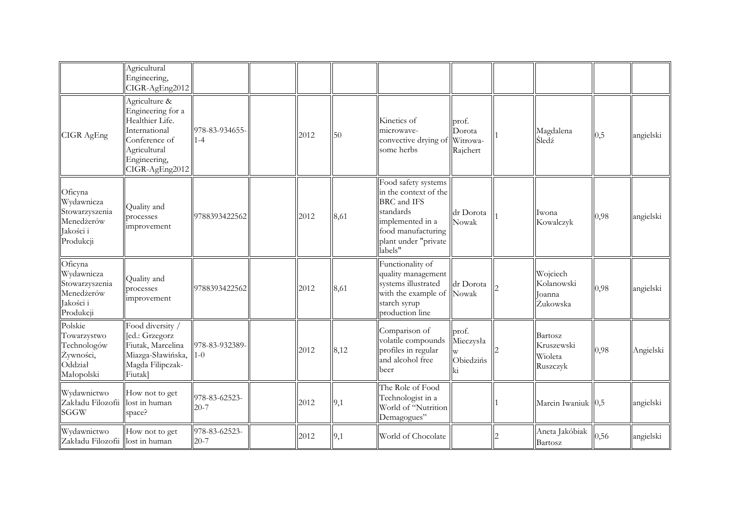|  |  |  |  |  |  |  |  |  |  |  |  |
|---|---|---|---|---|---|---|---|---|---|---|---|
|  | Agricultural Engineering, CIGR-AgEng2012 |  |  |  |  |  |  |  |  |  |  |
| CIGR AgEng | Agriculture & Engineering for a Healthier Life. International Conference of Agricultural Engineering, CIGR-AgEng2012 | 978-83-934655-1-4 |  | 2012 | 50 | Kinetics of microwave-convective drying of some herbs | prof. Dorota Witrowa-Rajchert | 1 | Magdalena Śledź | 0,5 | angielski |
| Oficyna Wydawnicza Stowarzyszenia Menedżerów Jakości i Produkcji | Quality and processes improvement | 9788393422562 |  | 2012 | 8,61 | Food safety systems in the context of the BRC and IFS standards implemented in a food manufacturing plant under "private labels" | dr Dorota Nowak | 1 | Iwona Kowalczyk | 0,98 | angielski |
| Oficyna Wydawnicza Stowarzyszenia Menedżerów Jakości i Produkcji | Quality and processes improvement | 9788393422562 |  | 2012 | 8,61 | Functionality of quality management systems illustrated with the example of starch syrup production line | dr Dorota Nowak | 2 | Wojciech Kolanowski Joanna Żukowska | 0,98 | angielski |
| Polskie Towarzystwo Technologów Żywności, Oddział Małopolski | Food diversity / [ed.: Grzegorz Fiutak, Marcelina Miazga-Sławińska, Magda Filipczak-Fiutak] | 978-83-932389-1-0 |  | 2012 | 8,12 | Comparison of volatile compounds profiles in regular and alcohol free beer | prof. Mieczysław Obiedziński | 2 | Bartosz Kruszewski Wioleta Ruszczyk | 0,98 | Angielski |
| Wydawnictwo Zakładu Filozofii SGGW | How not to get lost in human space? | 978-83-62523-20-7 |  | 2012 | 9,1 | The Role of Food Technologist in a World of "Nutrition Demagogues" |  | 1 | Marcin Iwaniuk | 0,5 | angielski |
| Wydawnictwo Zakładu Filozofii | How not to get lost in human | 978-83-62523-20-7 |  | 2012 | 9,1 | World of Chocolate |  | 2 | Aneta Jakóbiak Bartosz | 0,56 | angielski |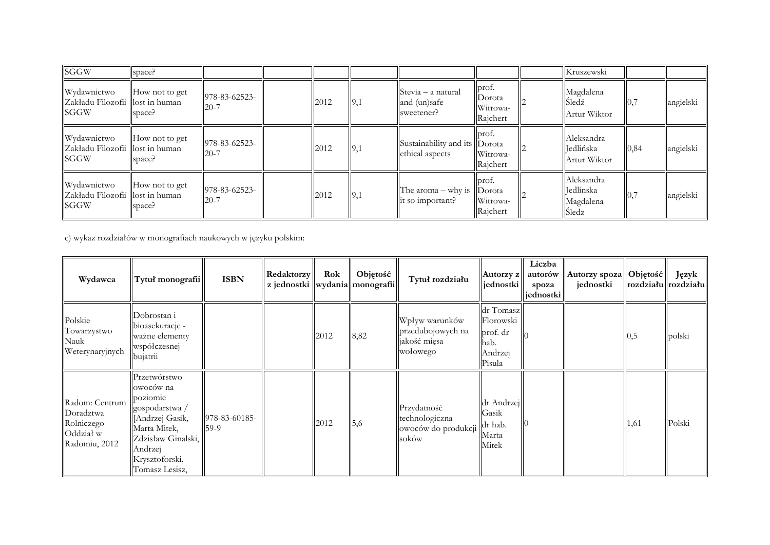| SGGW | space? | | | | | | | | Kruszewski | | |
|---|---|---|---|---|---|---|---|---|---|---|---|
| Wydawnictwo Zakładu Filozofii SGGW | How not to get lost in human space? | 978-83-62523-20-7 | | 2012 | 9,1 | Stevia – a natural and (un)safe sweetener? | prof. Dorota Witrowa-Rajchert | 2 | Magdalena Śledź Artur Wiktor | 0,7 | angielski |
| Wydawnictwo Zakładu Filozofii SGGW | How not to get lost in human space? | 978-83-62523-20-7 | | 2012 | 9,1 | Sustainability and its ethical aspects | prof. Dorota Witrowa-Rajchert | 2 | Aleksandra Jedlińska Artur Wiktor | 0,84 | angielski |
| Wydawnictwo Zakładu Filozofii SGGW | How not to get lost in human space? | 978-83-62523-20-7 | | 2012 | 9,1 | The aroma – why is it so important? | prof. Dorota Witrowa-Rajchert | 2 | Aleksandra Jedlinska Magdalena Śledz | 0,7 | angielski |

c) wykaz rozdziałów w monografiach naukowych w języku polskim:

| Wydawca | Tytuł monografii | ISBN | Redaktorzy z jednostki | Rok wydania | Objętość monografii | Tytuł rozdziału | Autorzy z jednostki | Liczba autorów spoza jednostki | Autorzy spoza jednostki | Objętość rozdziału | Język rozdziału |
|---|---|---|---|---|---|---|---|---|---|---|---|
| Polskie Towarzystwo Nauk Weterynaryjnych | Dobrostan i bioasekuracje - ważne elementy współczesnej bujatrii | | | 2012 | 8,82 | Wpływ warunków przedubojowych na jakość mięsa wołowego | dr Tomasz Florowski prof. dr hab. Andrzej Pisula | 0 | | 0,5 | polski |
| Radom: Centrum Doradztwa Rolniczego Oddział w Radomiu, 2012 | Przetwórstwo owoców na poziomie gospodarstwa / [Andrzej Gasik, Marta Mitek, Zdzisław Ginalski, Andrzej Krysztoforski, Tomasz Lesisz, | 978-83-60185-59-9 | | 2012 | 5,6 | Przydatność technologiczna owoców do produkcji soków | dr Andrzej Gasik dr hab. Marta Mitek | 0 | | 1,61 | Polski |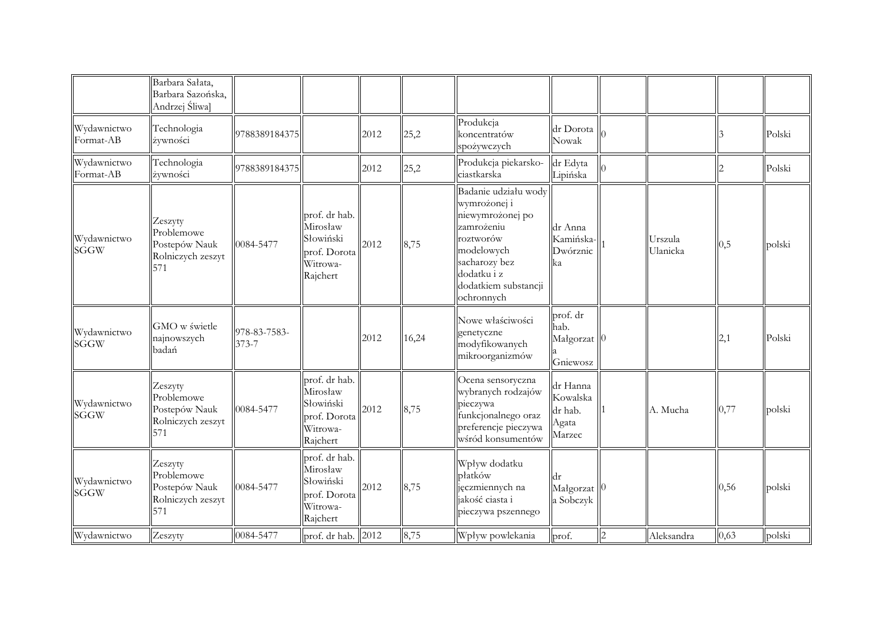| | | | | | | | | | | | |
|---|---|---|---|---|---|---|---|---|---|---|---|
| | Barbara Sałata, Barbara Sazońska, Andrzej Śliwa] | | | | | | | | | | |
| Wydawnictwo Format-AB | Technologia żywności | 9788389184375 | | 2012 | 25,2 | Produkcja koncentratów spożywczych | dr Dorota Nowak | 0 | | 3 | Polski |
| Wydawnictwo Format-AB | Technologia żywności | 9788389184375 | | 2012 | 25,2 | Produkcja piekarsko-ciastkarska | dr Edyta Lipińska | 0 | | 2 | Polski |
| Wydawnictwo SGGW | Zeszyty Problemowe Postepów Nauk Rolniczych zeszyt 571 | 0084-5477 | prof. dr hab. Mirosław Słowiński prof. Dorota Witrowa-Rajchert | 2012 | 8,75 | Badanie udziału wody wymrożonej i niewymrożonej po zamrożeniu roztworów modelowych sacharozy bez dodatku i z dodatkiem substancji ochronnych | dr Anna Kamińska-Dwórznicka | 1 | Urszula Ulanicka | 0,5 | polski |
| Wydawnictwo SGGW | GMO w świetle najnowszych badań | 978-83-7583-373-7 | | 2012 | 16,24 | Nowe właściwości genetyczne modyfikowanych mikroorganizmów | prof. dr hab. Małgorzata Gniewosz | 0 | | 2,1 | Polski |
| Wydawnictwo SGGW | Zeszyty Problemowe Postepów Nauk Rolniczych zeszyt 571 | 0084-5477 | prof. dr hab. Mirosław Słowiński prof. Dorota Witrowa-Rajchert | 2012 | 8,75 | Ocena sensoryczna wybranych rodzajów pieczywa funkcjonalnego oraz preferencje pieczywa wśród konsumentów | dr Hanna Kowalska dr hab. Agata Marzec | 1 | A. Mucha | 0,77 | polski |
| Wydawnictwo SGGW | Zeszyty Problemowe Postepów Nauk Rolniczych zeszyt 571 | 0084-5477 | prof. dr hab. Mirosław Słowiński prof. Dorota Witrowa-Rajchert | 2012 | 8,75 | Wpływ dodatku płatków jęczmiennych na jakość ciasta i pieczywa pszennego | dr Małgorzata Sobczyk | 0 | | 0,56 | polski |
| Wydawnictwo | Zeszyty | 0084-5477 | prof. dr hab. | 2012 | 8,75 | Wpływ powlekania | prof. | 2 | Aleksandra | 0,63 | polski |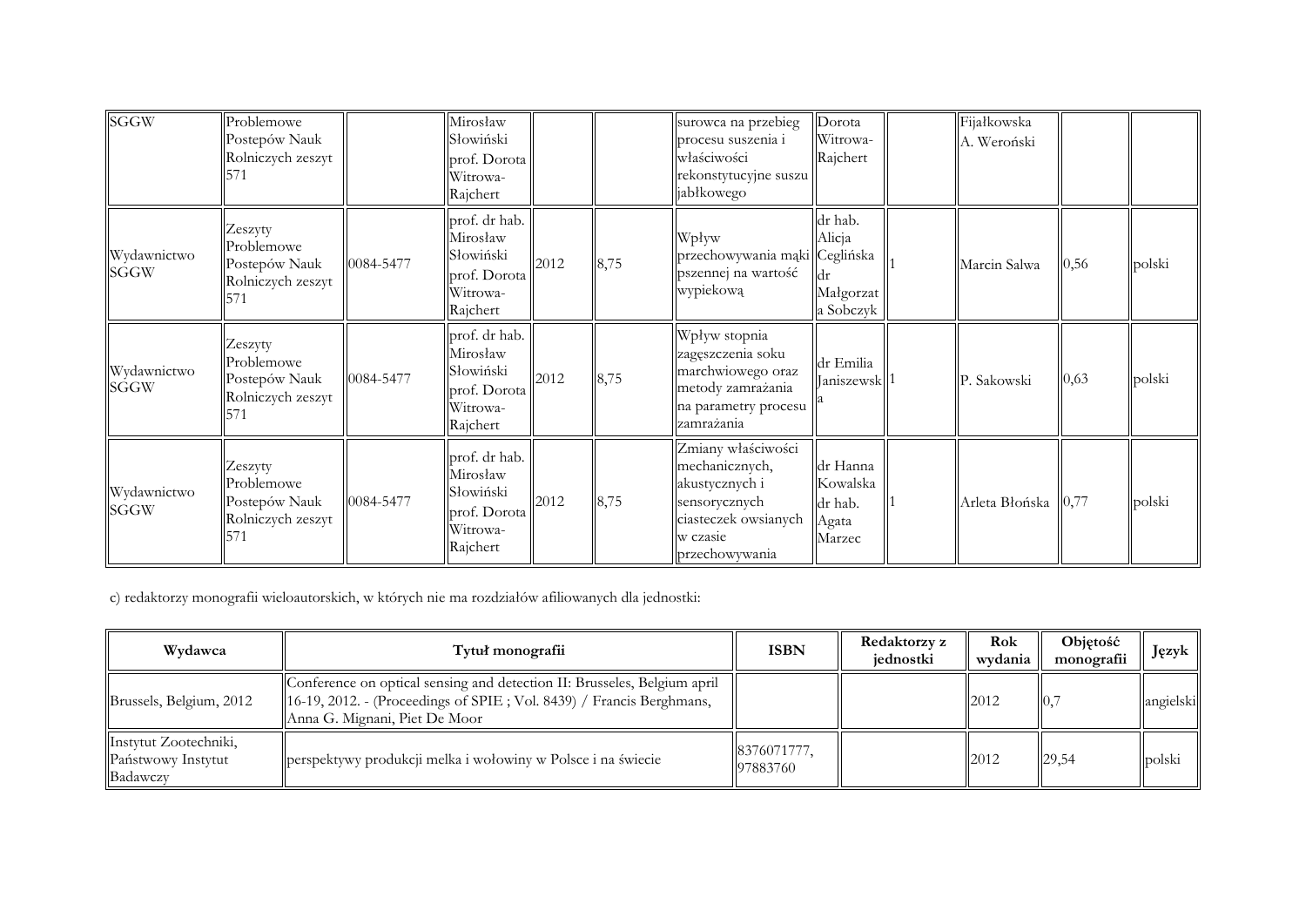| | | | | | | | | | | | |
|---|---|---|---|---|---|---|---|---|---|---|---|
| SGGW | Problemowe Postepów Nauk Rolniczych zeszyt 571 | | Mirosław Słowiński prof. Dorota Witrowa-Rajchert | | | surowca na przebieg procesu suszenia i właściwości rekonstytucyjne suszu jabłkowego | Dorota Witrowa-Rajchert | | Fijałkowska A. Weroński | | |
| Wydawnictwo SGGW | Zeszyty Problemowe Postepów Nauk Rolniczych zeszyt 571 | 0084-5477 | prof. dr hab. Mirosław Słowiński prof. Dorota Witrowa-Rajchert | 2012 | 8,75 | Wpływ przechowywania mąki pszennej na wartość wypiekową | dr hab. Alicja Ceglińska dr Małgorzata Sobczyk | 1 | Marcin Salwa | 0,56 | polski |
| Wydawnictwo SGGW | Zeszyty Problemowe Postepów Nauk Rolniczych zeszyt 571 | 0084-5477 | prof. dr hab. Mirosław Słowiński prof. Dorota Witrowa-Rajchert | 2012 | 8,75 | Wpływ stopnia zagęszczenia soku marchwiowego oraz metody zamrażania na parametry procesu zamrażania | dr Emilia Janiszewska | 1 | P. Sakowski | 0,63 | polski |
| Wydawnictwo SGGW | Zeszyty Problemowe Postepów Nauk Rolniczych zeszyt 571 | 0084-5477 | prof. dr hab. Mirosław Słowiński prof. Dorota Witrowa-Rajchert | 2012 | 8,75 | Zmiany właściwości mechanicznych, akustycznych i sensorycznych ciasteczek owsianych w czasie przechowywania | dr Hanna Kowalska dr hab. Agata Marzec | 1 | Arleta Błońska | 0,77 | polski |

c) redaktorzy monografii wieloautorskich, w których nie ma rozdziałów afiliowanych dla jednostki:

| Wydawca | Tytuł monografii | ISBN | Redaktorzy z jednostki | Rok wydania | Objętość monografii | Język |
|---|---|---|---|---|---|---|
| Brussels, Belgium, 2012 | Conference on optical sensing and detection II: Brusseles, Belgium april 16-19, 2012. - (Proceedings of SPIE ; Vol. 8439) / Francis Berghmans, Anna G. Mignani, Piet De Moor | | | 2012 | 0,7 | angielski |
| Instytut Zootechniki, Państwowy Instytut Badawczy | perspektywy produkcji melka i wołowiny w Polsce i na świecie | 8376071777, 97883760 | | 2012 | 29,54 | polski |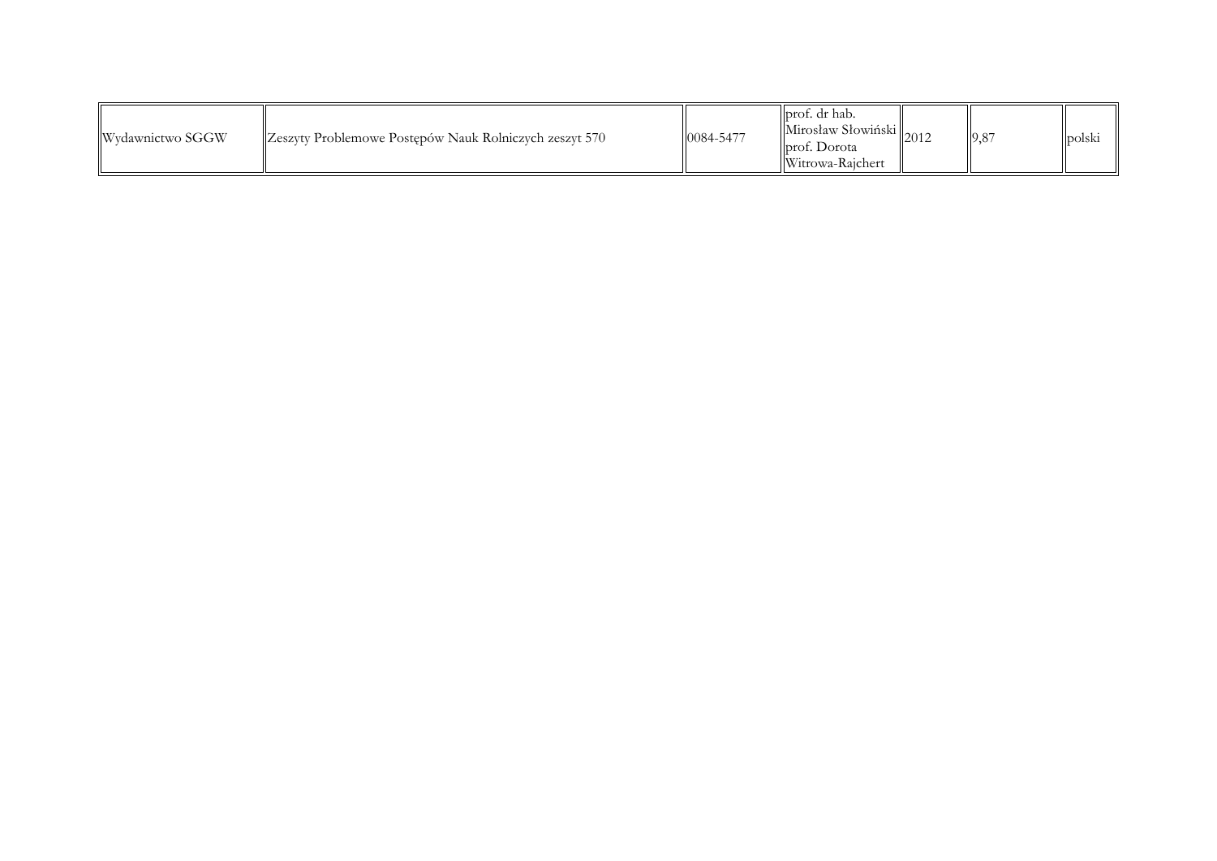| | | | | | | |
|---|---|---|---|---|---|---|
| Wydawnictwo SGGW | Zeszyty Problemowe Postępów Nauk Rolniczych zeszyt 570 | 0084-5477 | prof. dr hab. Mirosław Słowiński prof. Dorota Witrowa-Rajchert | 2012 | 9,87 | polski |